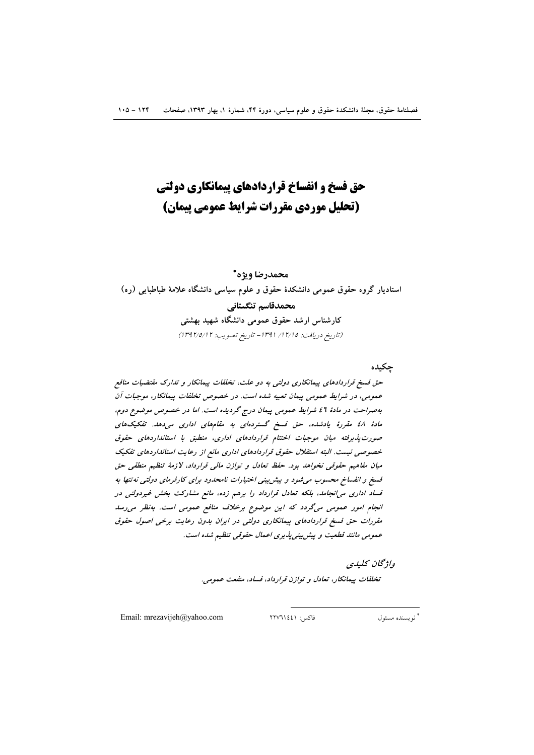# حق فسخ و انفساخ قراردادهای پیمانکاری دولتی (تحلیل موردی مقررات شرایط عمومی پیمان)

**محمدرضا ویژه***

**استادیار گروه حقوق عمومی دانشکدهٔ حقوق و علوم سیاسی دانشگاه علامهٔ طباطبایی (ره)**

**محمدقاسم تنگستانی**

**کارشناس ارشد حقوق عمومی دانشگاه شهید بهشتی**

(تاریخ دریافت: ۱۳۹۱/۱۲/۱۵ - تاریخ تصویب: ۱۳۹۲/۵/۱۲)

## چکیده

*حق فسخ قراردادهای پیمانکاری دولتی به دو علت، تخلفات پیمانکار و تدارک مقتضیات منافع عمومی، در شرایط عمومی پیمان تعبیه شده است. در خصوص تخلفات پیمانکار، موجبات آن به‌صراحت در مادهٔ ٤٦ شرایط عمومی پیمان درج گردیده است. اما در خصوص موضوع دوم، مادهٔ ٤٨ مقررهٔ یادشده، حق فسخ گسترده‌ای به مقام‌های اداری می‌دهد. تفکیک‌های صورت‌پذیرفته میان موجبات اختتام قراردادهای اداری، منطبق با استانداردهای حقوق خصوصی نیست. البته استقلال حقوق قراردادهای اداری مانع از رعایت استانداردهای تفکیک میان مفاهیم حقوقی نخواهد بود. حفظ تعادل و توازن مالی قرارداد، لازمهٔ تنظیم منطقی حق فسخ و انفساخ محسوب می‌شود و پیش‌بینی اختیارات نامحدود برای کارفرمای دولتی نه‌تنها به فساد اداری می‌انجامد، بلکه تعادل قرارداد را برهم زده، مانع مشارکت بخش غیردولتی در انجام امور عمومی می‌گردد که این موضوع برخلاف منافع عمومی است. به‌نظر می‌رسد مقررات حق فسخ قراردادهای پیمانکاری دولتی در ایران بدون رعایت برخی اصول حقوق عمومی مانند قطعیت و پیش‌بینی‌پذیری اعمال حقوقی تنظیم شده است.*

### واژگان کلیدی

*تخلفات پیمانکار، تعادل و توازن قرارداد، فساد، منفعت عمومی.*

---

* نویسنده مسئول    فاکس: ۲۲۷۶۱۴۴۱    Email: mrezavijeh@yahoo.com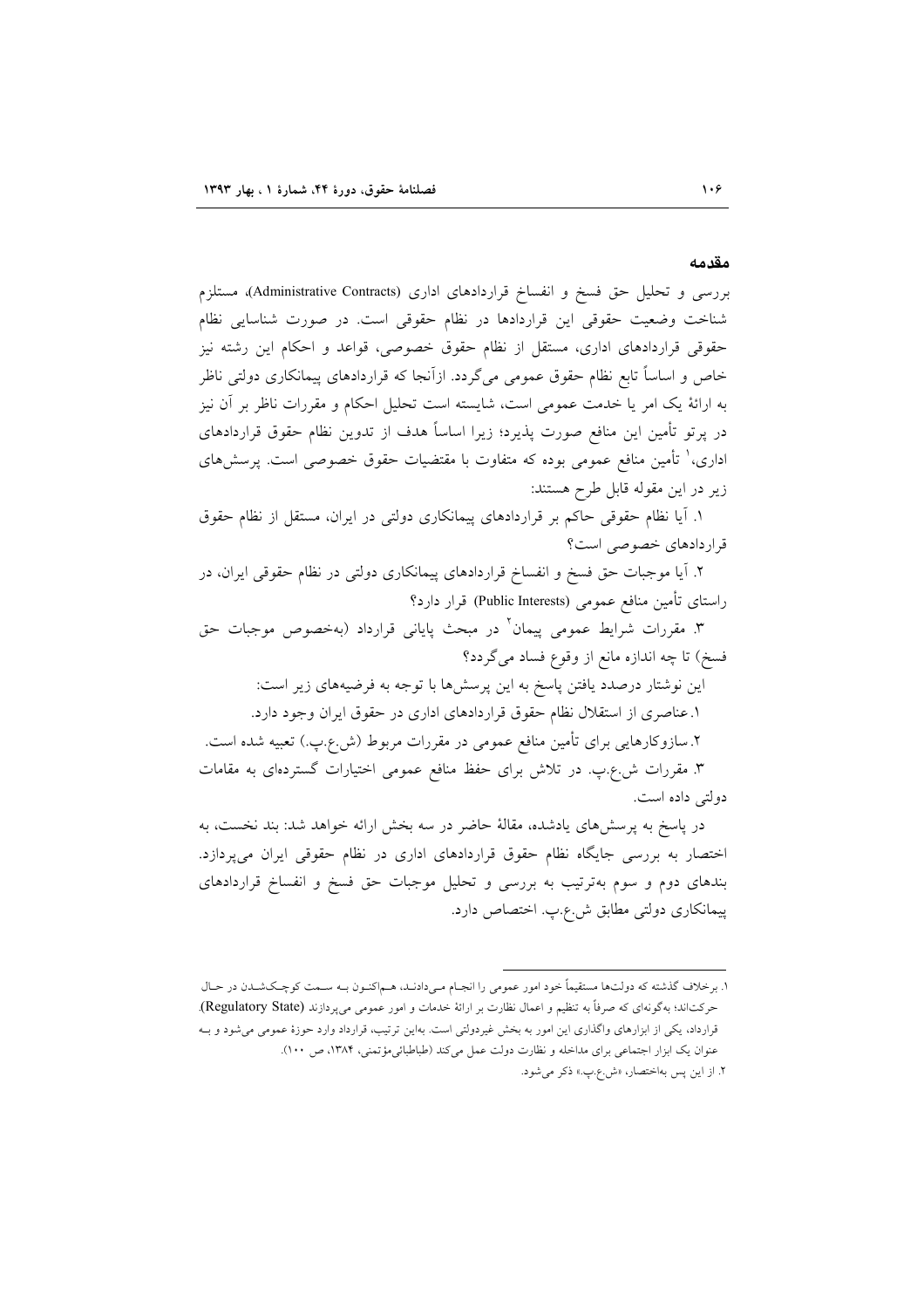## مقدمه

بررسی و تحلیل حق فسخ و انفساخ قراردادهای اداری (Administrative Contracts)، مستلزم شناخت وضعیت حقوقی این قراردادها در نظام حقوقی است. در صورت شناسایی نظام حقوقی قراردادهای اداری، مستقل از نظام حقوق خصوصی، قواعد و احکام این رشته نیز خاص و اساساً تابع نظام حقوق عمومی می‌گردد. ازآنجا که قراردادهای پیمانکاری دولتی ناظر به ارائهٔ یک امر یا خدمت عمومی است، شایسته است تحلیل احکام و مقررات ناظر بر آن نیز در پرتو تأمین این منافع صورت پذیرد؛ زیرا اساساً هدف از تدوین نظام حقوق قراردادهای اداری،[1] تأمین منافع عمومی بوده که متفاوت با مقتضیات حقوق خصوصی است. پرسش‌های زیر در این مقوله قابل طرح هستند:

۱. آیا نظام حقوقی حاکم بر قراردادهای پیمانکاری دولتی در ایران، مستقل از نظام حقوق قراردادهای خصوصی است؟

۲. آیا موجبات حق فسخ و انفساخ قراردادهای پیمانکاری دولتی در نظام حقوقی ایران، در راستای تأمین منافع عمومی (Public Interests) قرار دارد؟

۳. مقررات شرایط عمومی پیمان[2] در مبحث پایانی قرارداد (به‌خصوص موجبات حق فسخ) تا چه اندازه مانع از وقوع فساد می‌گردد؟

این نوشتار درصدد یافتن پاسخ به این پرسش‌ها با توجه به فرضیه‌های زیر است:

۱. عناصری از استقلال نظام حقوق قراردادهای اداری در حقوق ایران وجود دارد.

۲. سازوکارهایی برای تأمین منافع عمومی در مقررات مربوط (ش.ع.پ.) تعبیه شده است.

۳. مقررات ش.ع.پ. در تلاش برای حفظ منافع عمومی اختیارات گسترده‌ای به مقامات دولتی داده است.

در پاسخ به پرسش‌های یادشده، مقالهٔ حاضر در سه بخش ارائه خواهد شد: بند نخست، به اختصار به بررسی جایگاه نظام حقوق قراردادهای اداری در نظام حقوقی ایران می‌پردازد. بندهای دوم و سوم به‌ترتیب به بررسی و تحلیل موجبات حق فسخ و انفساخ قراردادهای پیمانکاری دولتی مطابق ش.ع.پ. اختصاص دارد.

---

۱. برخلاف گذشته که دولت‌ها مستقیماً خود امور عمومی را انجام می‌دادند، هم‌اکنون به سمت کوچک‌شدن در حال حرکت‌اند؛ به‌گونه‌ای که صرفاً به تنظیم و اعمال نظارت بر ارائهٔ خدمات و امور عمومی می‌پردازند (Regulatory State). قرارداد، یکی از ابزارهای واگذاری این امور به بخش غیردولتی است. به‌این ترتیب، قرارداد وارد حوزهٔ عمومی می‌شود و به عنوان یک ابزار اجتماعی برای مداخله و نظارت دولت عمل می‌کند (طباطبائی‌مؤتمنی، ۱۳۸۴، ص ۱۰۰).

۲. از این پس به‌اختصار، «ش.ع.پ.» ذکر می‌شود.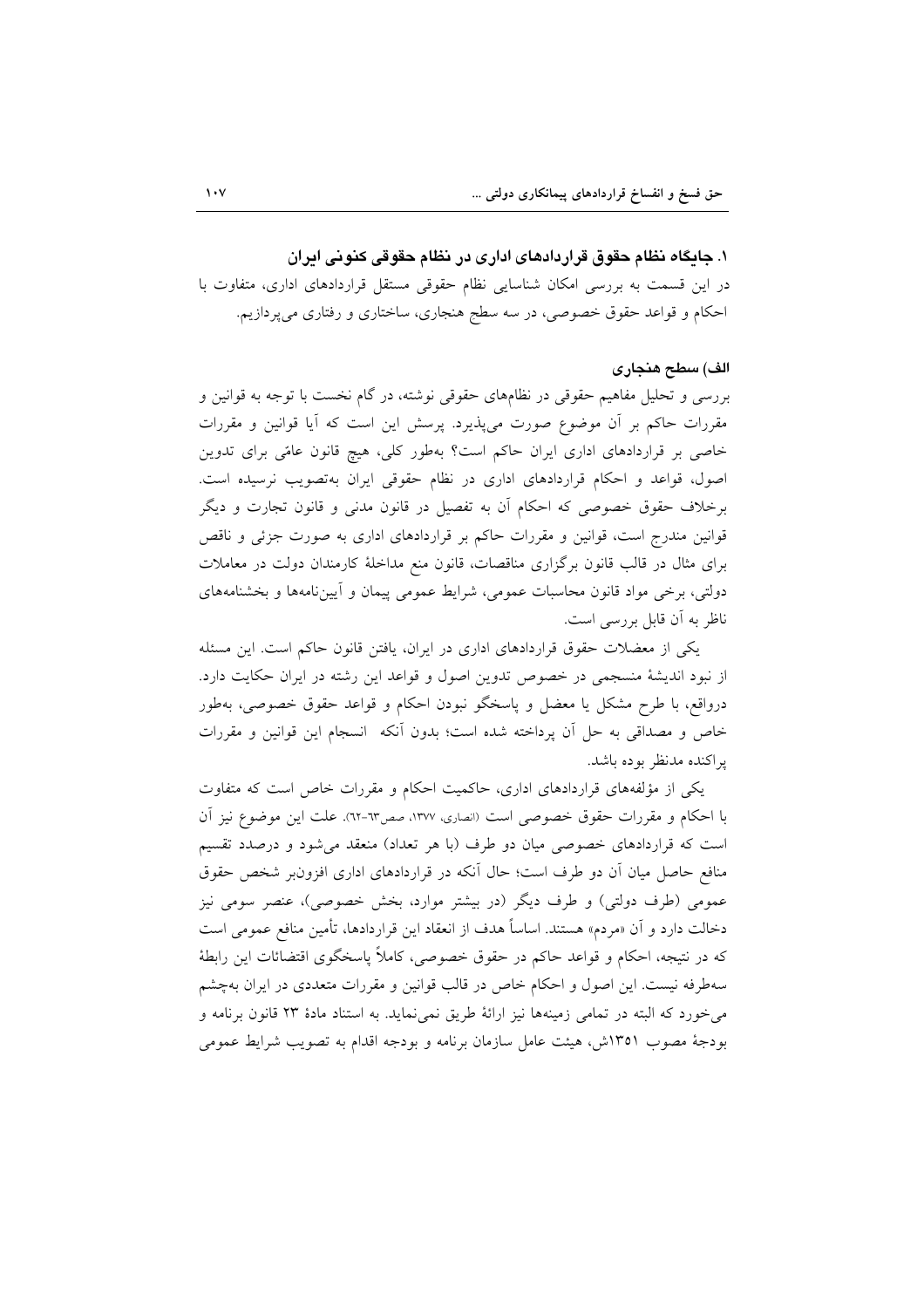### ۱. جایگاه نظام حقوق قراردادهای اداری در نظام حقوقی کنونی ایران

در این قسمت به بررسی امکان شناسایی نظام حقوقی مستقل قراردادهای اداری، متفاوت با احکام و قواعد حقوق خصوصی، در سه سطح هنجاری، ساختاری و رفتاری می‌پردازیم.

#### الف) سطح هنجاری

بررسی و تحلیل مفاهیم حقوقی در نظام‌های حقوقی نوشته، در گام نخست با توجه به قوانین و مقررات حاکم بر آن موضوع صورت می‌پذیرد. پرسش این است که آیا قوانین و مقررات خاصی بر قراردادهای اداری ایران حاکم است؟ به‌طور کلی، هیچ قانون عامّی برای تدوین اصول، قواعد و احکام قراردادهای اداری در نظام حقوقی ایران به‌تصویب نرسیده است. برخلاف حقوق خصوصی که احکام آن به تفصیل در قانون مدنی و قانون تجارت و دیگر قوانین مندرج است، قوانین و مقررات حاکم بر قراردادهای اداری به صورت جزئی و ناقص برای مثال در قالب قانون برگزاری مناقصات، قانون منع مداخلهٔ کارمندان دولت در معاملات دولتی، برخی مواد قانون محاسبات عمومی، شرایط عمومی پیمان و آیین‌نامه‌ها و بخشنامه‌های ناظر به آن قابل بررسی است.

یکی از معضلات حقوق قراردادهای اداری در ایران، یافتن قانون حاکم است. این مسئله از نبود اندیشهٔ منسجمی در خصوص تدوین اصول و قواعد این رشته در ایران حکایت دارد. درواقع، با طرح مشکل یا معضل و پاسخگو نبودن احکام و قواعد حقوق خصوصی، به‌طور خاص و مصداقی به حل آن پرداخته شده است؛ بدون آنکه انسجام این قوانین و مقررات پراکنده مدنظر بوده باشد.

یکی از مؤلفه‌های قراردادهای اداری، حاکمیت احکام و مقررات خاص است که متفاوت با احکام و مقررات حقوق خصوصی است (انصاری، ۱۳۷۷، صص۶۳-۶۲). علت این موضوع نیز آن است که قراردادهای خصوصی میان دو طرف (با هر تعداد) منعقد می‌شود و درصدد تقسیم منافع حاصل میان آن دو طرف است؛ حال آنکه در قراردادهای اداری افزون‌بر شخص حقوق عمومی (طرف دولتی) و طرف دیگر (در بیشتر موارد، بخش خصوصی)، عنصر سومی نیز دخالت دارد و آن «مردم» هستند. اساساً هدف از انعقاد این قراردادها، تأمین منافع عمومی است که در نتیجه، احکام و قواعد حاکم در حقوق خصوصی، کاملاً پاسخگوی اقتضائات این رابطهٔ سه‌طرفه نیست. این اصول و احکام خاص در قالب قوانین و مقررات متعددی در ایران به‌چشم می‌خورد که البته در تمامی زمینه‌ها نیز ارائهٔ طریق نمی‌نماید. به استناد مادهٔ ۲۳ قانون برنامه و بودجهٔ مصوب ۱۳۵۱ش، هیئت عامل سازمان برنامه و بودجه اقدام به تصویب شرایط عمومی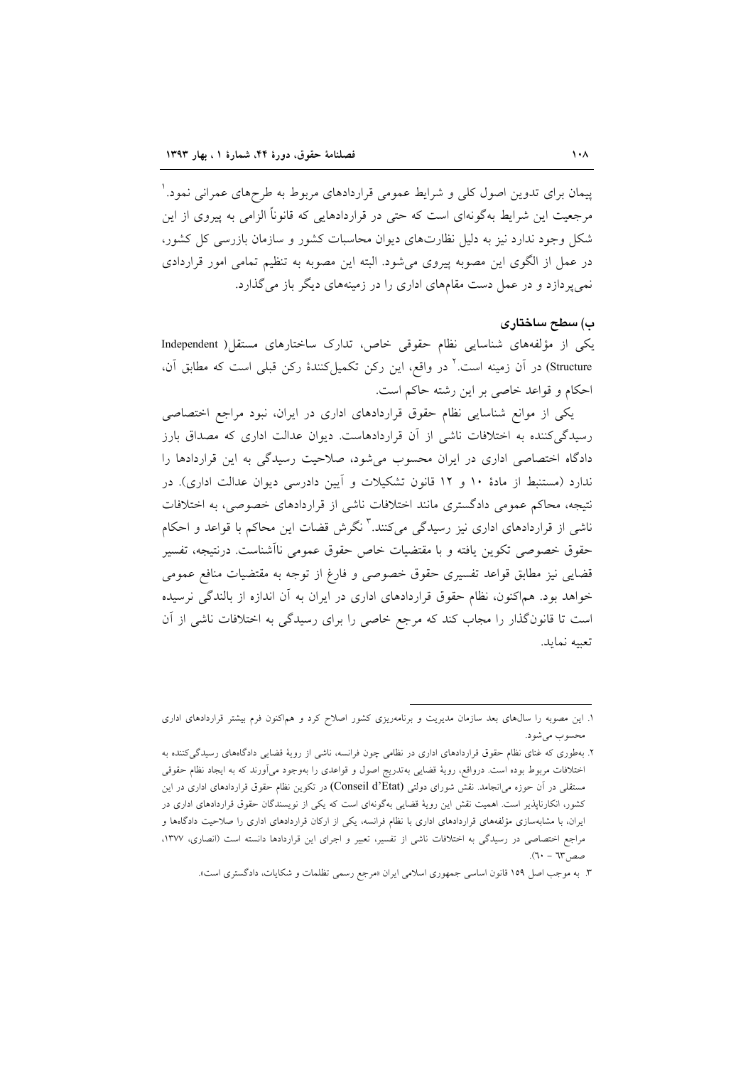پیمان برای تدوین اصول کلی و شرایط عمومی قراردادهای مربوط به طرح‌های عمرانی نمود.[1] مرجعیت این شرایط به‌گونه‌ای است که حتی در قراردادهایی که قانوناً الزامی به پیروی از این شکل وجود ندارد نیز به دلیل نظارت‌های دیوان محاسبات کشور و سازمان بازرسی کل کشور، در عمل از الگوی این مصوبه پیروی می‌شود. البته این مصوبه به تنظیم تمامی امور قراردادی نمی‌پردازد و در عمل دست مقام‌های اداری را در زمینه‌های دیگر باز می‌گذارد.

### ب) سطح ساختاری

یکی از مؤلفه‌های شناسایی نظام حقوقی خاص، تدارک ساختارهای مستقل( Independent Structure) در آن زمینه است.[2] در واقع، این رکن تکمیل‌کنندهٔ رکن قبلی است که مطابق آن، احکام و قواعد خاصی بر این رشته حاکم است.

یکی از موانع شناسایی نظام حقوق قراردادهای اداری در ایران، نبود مراجع اختصاصی رسیدگی‌کننده به اختلافات ناشی از آن قراردادهاست. دیوان عدالت اداری که مصداق بارز دادگاه اختصاصی اداری در ایران محسوب می‌شود، صلاحیت رسیدگی به این قراردادها را ندارد (مستنبط از مادهٔ ۱۰ و ۱۲ قانون تشکیلات و آیین دادرسی دیوان عدالت اداری). در نتیجه، محاکم عمومی دادگستری مانند اختلافات ناشی از قراردادهای خصوصی، به اختلافات ناشی از قراردادهای اداری نیز رسیدگی می‌کنند.[3] نگرش قضات این محاکم با قواعد و احکام حقوق خصوصی تکوین یافته و با مقتضیات خاص حقوق عمومی ناآشناست. درنتیجه، تفسیر قضایی نیز مطابق قواعد تفسیری حقوق خصوصی و فارغ از توجه به مقتضیات منافع عمومی خواهد بود. هم‌اکنون، نظام حقوق قراردادهای اداری در ایران به آن اندازه از بالندگی نرسیده است تا قانون‌گذار را مجاب کند که مرجع خاصی را برای رسیدگی به اختلافات ناشی از آن تعبیه نماید.

---

۱. این مصوبه را سال‌های بعد سازمان مدیریت و برنامه‌ریزی کشور اصلاح کرد و هم‌اکنون فرم بیشتر قراردادهای اداری محسوب می‌شود.

۲. به‌طوری که غنای نظام حقوق قراردادهای اداری در نظامی چون فرانسه، ناشی از رویهٔ قضایی دادگاه‌های رسیدگی‌کننده به اختلافات مربوط بوده است. درواقع، رویهٔ قضایی به‌تدریج اصول و قواعدی را به‌وجود می‌آورند که به ایجاد نظام حقوقی مستقلی در آن حوزه می‌انجامد. نقش شورای دولتی (Conseil d'Etat) در تکوین نظام حقوق قراردادهای اداری در این کشور، انکارناپذیر است. اهمیت نقش این رویهٔ قضایی به‌گونه‌ای است که یکی از نویسندگان حقوق قراردادهای اداری در ایران، با مشابه‌سازی مؤلفه‌های قراردادهای اداری با نظام فرانسه، یکی از ارکان قراردادهای اداری را صلاحیت دادگاه‌ها و مراجع اختصاصی در رسیدگی به اختلافات ناشی از تفسیر، تعبیر و اجرای این قراردادها دانسته است (انصاری، ۱۳۷۷، صص۶۳ - ۶۰).

۳. به موجب اصل ۱۵۹ قانون اساسی جمهوری اسلامی ایران «مرجع رسمی تظلمات و شکایات، دادگستری است».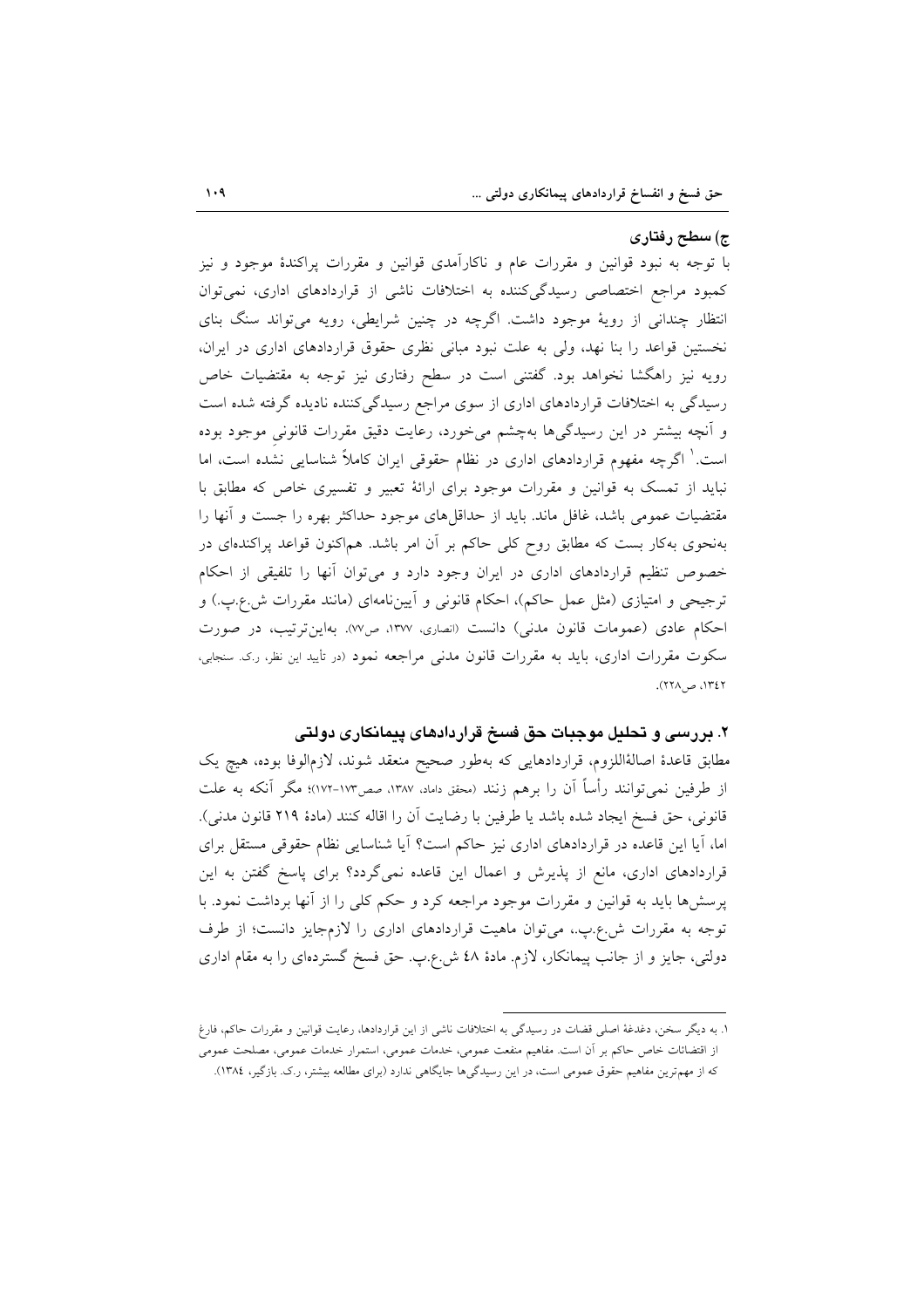### ج) سطح رفتاری

با توجه به نبود قوانین و مقررات عام و ناکارآمدی قوانین و مقررات پراکندهٔ موجود و نیز کمبود مراجع اختصاصی رسیدگی‌کننده به اختلافات ناشی از قراردادهای اداری، نمی‌توان انتظار چندانی از رویهٔ موجود داشت. اگرچه در چنین شرایطی، رویه می‌تواند سنگ بنای نخستین قواعد را بنا نهد، ولی به علت نبود مبانی نظری حقوق قراردادهای اداری در ایران، رویه نیز راهگشا نخواهد بود. گفتنی است در سطح رفتاری نیز توجه به مقتضیات خاص رسیدگی به اختلافات قراردادهای اداری از سوی مراجع رسیدگی‌کننده نادیده گرفته شده است و آنچه بیشتر در این رسیدگی‌ها به‌چشم می‌خورد، رعایت دقیق مقررات قانونیِ موجود بوده است.[1] اگرچه مفهوم قراردادهای اداری در نظام حقوقی ایران کاملاً شناسایی نشده است، اما نباید از تمسک به قوانین و مقررات موجود برای ارائهٔ تعبیر و تفسیری خاص که مطابق با مقتضیات عمومی باشد، غافل ماند. باید از حداقل‌های موجود حداکثر بهره را جست و آنها را به‌نحوی به‌کار بست که مطابق روح کلی حاکم بر آن امر باشد. هم‌اکنون قواعد پراکنده‌ای در خصوص تنظیم قراردادهای اداری در ایران وجود دارد و می‌توان آنها را تلفیقی از احکام ترجیحی و امتیازی (مثل عمل حاکم)، احکام قانونی و آیین‌نامه‌ای (مانند مقررات ش.ع.پ.) و احکام عادی (عمومات قانون مدنی) دانست (انصاری، ۱۳۷۷، ص۷۷). بدین‌ترتیب، در صورت سکوت مقررات اداری، باید به مقررات قانون مدنی مراجعه نمود (در تأیید این نظر، ر.ک. سنجابی، ۱۳٤۲، ص۲۲۸).

## ۲. بررسی و تحلیل موجبات حق فسخ قراردادهای پیمانکاری دولتی

مطابق قاعدهٔ اصالةاللزوم، قراردادهایی که به‌طور صحیح منعقد شوند، لازم‌الوفا بوده، هیچ یک از طرفین نمی‌توانند رأساً آن را برهم زنند (محقق داماد، ۱۳۸۷، صص۱۷۳-۱۷۲)؛ مگر آنکه به علت قانونی، حق فسخ ایجاد شده باشد یا طرفین با رضایت آن را اقاله کنند (مادهٔ ۲۱۹ قانون مدنی). اما، آیا این قاعده در قراردادهای اداری نیز حاکم است؟ آیا شناسایی نظام حقوقی مستقل برای قراردادهای اداری، مانع از پذیرش و اعمال این قاعده نمی‌گردد؟ برای پاسخ گفتن به این پرسش‌ها باید به قوانین و مقررات موجود مراجعه کرد و حکم کلی را از آنها برداشت نمود. با توجه به مقررات ش.ع.پ.، می‌توان ماهیت قراردادهای اداری را لازم‌جایز دانست؛ از طرف دولتی، جایز و از جانب پیمانکار، لازم. مادهٔ ٤۸ ش.ع.پ. حق فسخ گسترده‌ای را به مقام اداری

---

۱. به دیگر سخن، دغدغهٔ اصلی قضات در رسیدگی به اختلافات ناشی از این قراردادها، رعایت قوانین و مقررات حاکم، فارغ از اقتضائات خاص حاکم بر آن است. مفاهیم منفعت عمومی، خدمات عمومی، استمرار خدمات عمومی، مصلحت عمومی که از مهم‌ترین مفاهیم حقوق عمومی است، در این رسیدگی‌ها جایگاهی ندارد (برای مطالعه بیشتر، ر.ک. بازگیر، ۱۳۸٤).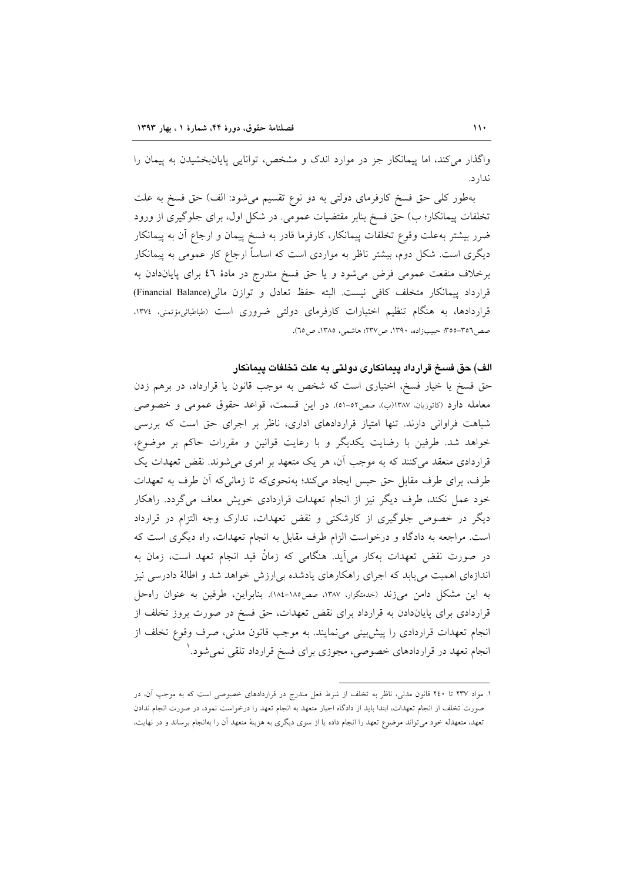واگذار می‌کند، اما پیمانکار جز در موارد اندک و مشخص، توانایی پایان‌بخشیدن به پیمان را ندارد.

به‌طور کلی حق فسخ کارفرمای دولتی به دو نوع تقسیم می‌شود: الف) حق فسخ به علت تخلفات پیمانکار؛ ب) حق فسخ بنابر مقتضیات عمومی. در شکل اول، برای جلوگیری از ورود ضرر بیشتر به‌علت وقوع تخلفات پیمانکار، کارفرما قادر به فسخ پیمان و ارجاع آن به پیمانکار دیگری است. شکل دوم، بیشتر ناظر به مواردی است که اساساً ارجاع کار عمومی به پیمانکار برخلاف منفعت عمومی فرض می‌شود و یا حق فسخ مندرج در مادهٔ ٤٦ برای پایان‌دادن به قرارداد پیمانکار متخلف کافی نیست. البته حفظ تعادل و توازن مالی(Financial Balance) قراردادها، به هنگام تنظیم اختیارات کارفرمای دولتی ضروری است (طباطبائی‌مؤتمنی، ١٣٧٤، صص٣٥٦-٣٥٥؛ حبیب‌زاده، ١٣٩٠، ص٢٣٧؛ هاشمی، ١٣٨٥، ص٦٥).

### الف) حق فسخ قرارداد پیمانکاری دولتی به علت تخلفات پیمانکار

حق فسخ یا خیار فسخ، اختیاری است که شخص به موجب قانون یا قرارداد، در برهم زدن معامله دارد (کاتوزیان، ١٣٨٧(ب)، صص٥٢-٥١). در این قسمت، قواعد حقوق عمومی و خصوصی شباهت فراوانی دارند. تنها امتیاز قراردادهای اداری، ناظر بر اجرای حق است که بررسی خواهد شد. طرفین با رضایت یکدیگر و با رعایت قوانین و مقررات حاکم بر موضوع، قراردادی منعقد می‌کنند که به موجب آن، هر یک متعهد بر امری می‌شوند. نقض تعهدات یک طرف، برای طرف مقابل حق حبس ایجاد می‌کند؛ به‌نحوی‌که تا زمانی‌که آن طرف به تعهدات خود عمل نکند، طرف دیگر نیز از انجام تعهدات قراردادی خویش معاف می‌گردد. راهکار دیگر در خصوص جلوگیری از کارشکنی و نقض تعهدات، تدارک وجه التزام در قرارداد است. مراجعه به دادگاه و درخواست الزام طرف مقابل به انجام تعهدات، راه دیگری است که در صورت نقض تعهدات به‌کار می‌آید. هنگامی که زمانْ قید انجام تعهد است، زمان به اندازه‌ای اهمیت می‌یابد که اجرای راهکارهای یادشده بی‌ارزش خواهد شد و اطالهٔ دادرسی نیز به این مشکل دامن می‌زند (خدمتگزار، ١٣٨٧، صص١٨٥-١٨٤). بنابراین، طرفین به عنوان راه‌حل قراردادی برای پایان‌دادن به قرارداد برای نقض تعهدات، حق فسخ در صورت بروز تخلف از انجام تعهدات قراردادی را پیش‌بینی می‌نمایند. به موجب قانون مدنی، صرف وقوع تخلف از انجام تعهد در قراردادهای خصوصی، مجوزی برای فسخ قرارداد تلقی نمی‌شود.[1]

---

١. مواد ٢٣٧ تا ٢٤٠ قانون مدنی، ناظر به تخلف از شرط فعل مندرج در قراردادهای خصوصی است که به موجب آن، در صورت تخلف از انجام تعهدات، ابتدا باید از دادگاه اجبار متعهد به انجام تعهد را درخواست نمود، در صورت انجام ندادن تعهد، متعهدله خود می‌تواند موضوع تعهد را انجام داده یا از سوی دیگری به هزینهٔ متعهد آن را به‌انجام برساند و در نهایت،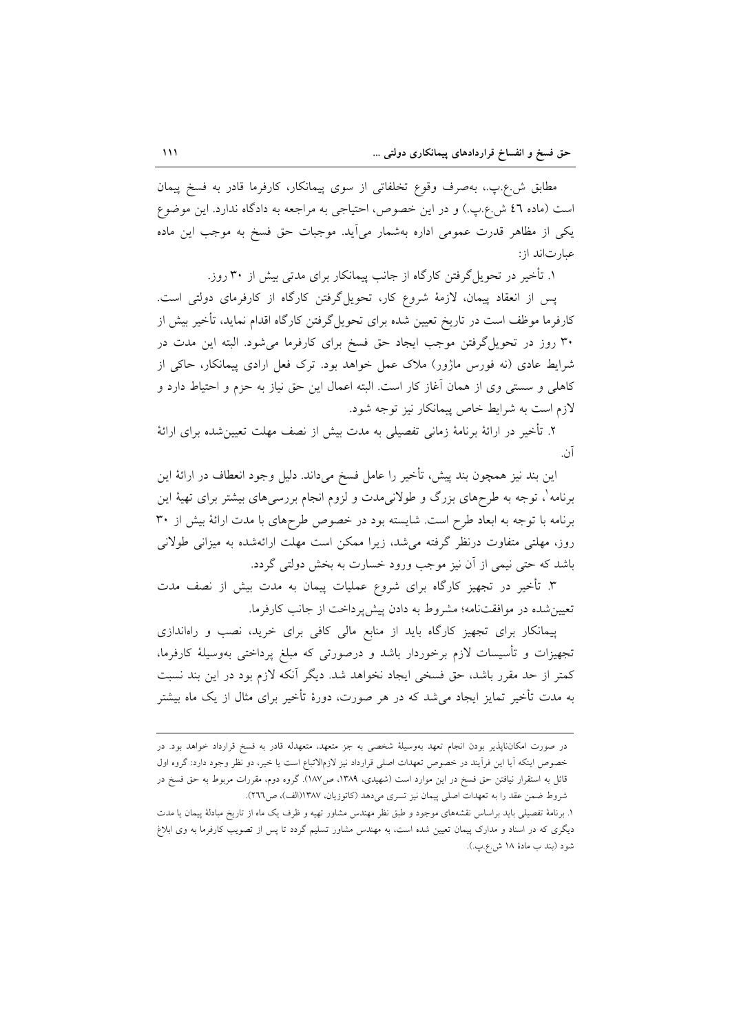مطابق ش.ع.پ.، به‌صرف وقوع تخلفاتی از سوی پیمانکار، کارفرما قادر به فسخ پیمان است (ماده ٤٦ ش.ع.پ.) و در این خصوص، احتیاجی به مراجعه به دادگاه ندارد. این موضوع یکی از مظاهر قدرت عمومی اداره به‌شمار می‌آید. موجبات حق فسخ به موجب این ماده عبارت‌اند از:

١. تأخیر در تحویل‌گرفتن کارگاه از جانب پیمانکار برای مدتی بیش از ٣٠ روز.

پس از انعقاد پیمان، لازمهٔ شروع کار، تحویل‌گرفتن کارگاه از کارفرمای دولتی است. کارفرما موظف است در تاریخ تعیین شده برای تحویل‌گرفتن کارگاه اقدام نماید، تأخیر بیش از ٣٠ روز در تحویل‌گرفتن موجب ایجاد حق فسخ برای کارفرما می‌شود. البته این مدت در شرایط عادی (نه فورس ماژور) ملاک عمل خواهد بود. ترک فعل ارادی پیمانکار، حاکی از کاهلی و سستی وی از همان آغاز کار است. البته اعمال این حق نیاز به حزم و احتیاط دارد و لازم است به شرایط خاص پیمانکار نیز توجه شود.

٢. تأخیر در ارائهٔ برنامهٔ زمانی تفصیلی به مدت بیش از نصف مهلت تعیین‌شده برای ارائهٔ آن.

این بند نیز همچون بند پیش، تأخیر را عامل فسخ می‌داند. دلیل وجود انعطاف در ارائهٔ این برنامه[1]، توجه به طرح‌های بزرگ و طولانی‌مدت و لزوم انجام بررسی‌های بیشتر برای تهیهٔ این برنامه با توجه به ابعاد طرح است. شایسته بود در خصوص طرح‌های با مدت ارائهٔ بیش از ٣٠ روز، مهلتی متفاوت درنظر گرفته می‌شد، زیرا ممکن است مهلت ارائه‌شده به میزانی طولانی باشد که حتی نیمی از آن نیز موجب ورود خسارت به بخش دولتی گردد.

٣. تأخیر در تجهیز کارگاه برای شروع عملیات پیمان به مدت بیش از نصف مدت تعیین‌شده در موافقت‌نامه؛ مشروط به دادن پیش‌پرداخت از جانب کارفرما.

پیمانکار برای تجهیز کارگاه باید از منابع مالی کافی برای خرید، نصب و راه‌اندازی تجهیزات و تأسیسات لازم برخوردار باشد و درصورتی که مبلغ پرداختی به‌وسیلهٔ کارفرما، کمتر از حد مقرر باشد، حق فسخی ایجاد نخواهد شد. دیگر آنکه لازم بود در این بند نسبت به مدت تأخیر تمایز ایجاد می‌شد که در هر صورت، دورهٔ تأخیر برای مثال از یک ماه بیشتر

---

در صورت امکان‌ناپذیر بودن انجام تعهد به‌وسیلهٔ شخصی به جز متعهد، متعهدله قادر به فسخ قرارداد خواهد بود. در خصوص اینکه آیا این فرآیند در خصوص تعهدات اصلی قرارداد نیز لازم‌الاتباع است یا خیر، دو نظر وجود دارد: گروه اول قائل به استقرار نیافتن حق فسخ در این موارد است (شهیدی، ١٣٨٩، ص١٨٧). گروه دوم، مقررات مربوط به حق فسخ در شروط ضمن عقد را به تعهدات اصلی پیمان نیز تسری می‌دهد (کاتوزیان، ١٣٨٧(الف)، ص٢٦٦).

[1] برنامهٔ تفصیلی باید براساس نقشه‌های موجود و طبق نظر مهندس مشاور تهیه و ظرف یک ماه از تاریخ مبادلهٔ پیمان یا مدت دیگری که در اسناد و مدارک پیمان تعیین شده است، به مهندس مشاور تسلیم گردد تا پس از تصویب کارفرما به وی ابلاغ شود (بند ب مادهٔ ١٨ ش.ع.پ.).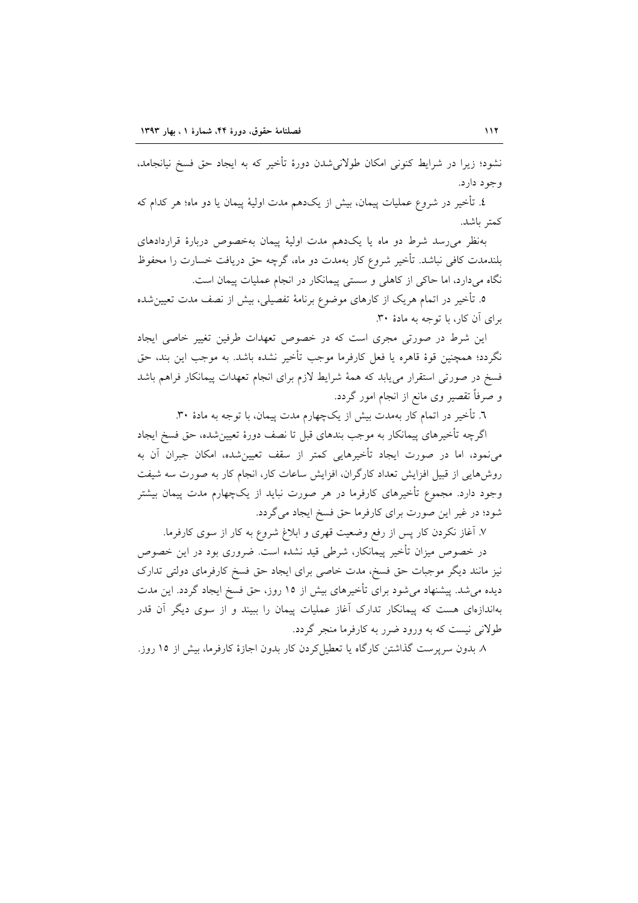نشود؛ زیرا در شرایط کنونی امکان طولانی‌شدن دورهٔ تأخیر که به ایجاد حق فسخ نیانجامد، وجود دارد.

٤. تأخیر در شروع عملیات پیمان، بیش از یک‌دهم مدت اولیهٔ پیمان یا دو ماه؛ هر کدام که کمتر باشد.

به‌نظر می‌رسد شرط دو ماه یا یک‌دهم مدت اولیهٔ پیمان به‌خصوص دربارهٔ قراردادهای بلندمدت کافی نباشد. تأخیر شروع کار به‌مدت دو ماه، گرچه حق دریافت خسارت را محفوظ نگاه می‌دارد، اما حاکی از کاهلی و سستی پیمانکار در انجام عملیات پیمان است.

٥. تأخیر در اتمام هریک از کارهای موضوع برنامهٔ تفصیلی، بیش از نصف مدت تعیین‌شده برای آن کار، با توجه به مادهٔ ۳۰.

این شرط در صورتی مجری است که در خصوص تعهدات طرفین تغییر خاصی ایجاد نگردد؛ همچنین قوهٔ قاهره یا فعل کارفرما موجب تأخیر نشده باشد. به موجب این بند، حق فسخ در صورتی استقرار می‌یابد که همهٔ شرایط لازم برای انجام تعهدات پیمانکار فراهم باشد و صرفاً تقصیر وی مانع از انجام امور گردد.

٦. تأخیر در اتمام کار به‌مدت بیش از یک‌چهارم مدت پیمان، با توجه به مادهٔ ۳۰.

اگرچه تأخیرهای پیمانکار به موجب بندهای قبل تا نصف دورهٔ تعیین‌شده، حق فسخ ایجاد می‌نمود، اما در صورت ایجاد تأخیرهایی کمتر از سقف تعیین‌شده، امکان جبران آن به روش‌هایی از قبیل افزایش تعداد کارگران، افزایش ساعات کار، انجام کار به صورت سه شیفت وجود دارد. مجموع تأخیرهای کارفرما در هر صورت نباید از یک‌چهارم مدت پیمان بیشتر شود؛ در غیر این صورت برای کارفرما حق فسخ ایجاد می‌گردد.

٧. آغاز نکردن کار پس از رفع وضعیت قهری و ابلاغ شروع به کار از سوی کارفرما.

در خصوص میزان تأخیر پیمانکار، شرطی قید نشده است. ضروری بود در این خصوص نیز مانند دیگر موجبات حق فسخ، مدت خاصی برای ایجاد حق فسخ کارفرمای دولتی تدارک دیده می‌شد. پیشنهاد می‌شود برای تأخیرهای بیش از ۱۵ روز، حق فسخ ایجاد گردد. این مدت به‌اندازه‌ای هست که پیمانکار تدارک آغاز عملیات پیمان را ببیند و از سوی دیگر آن قدر طولانی نیست که به ورود ضرر به کارفرما منجر گردد.

٨. بدون سرپرست گذاشتن کارگاه یا تعطیل‌کردن کار بدون اجازهٔ کارفرما، بیش از ۱۵ روز.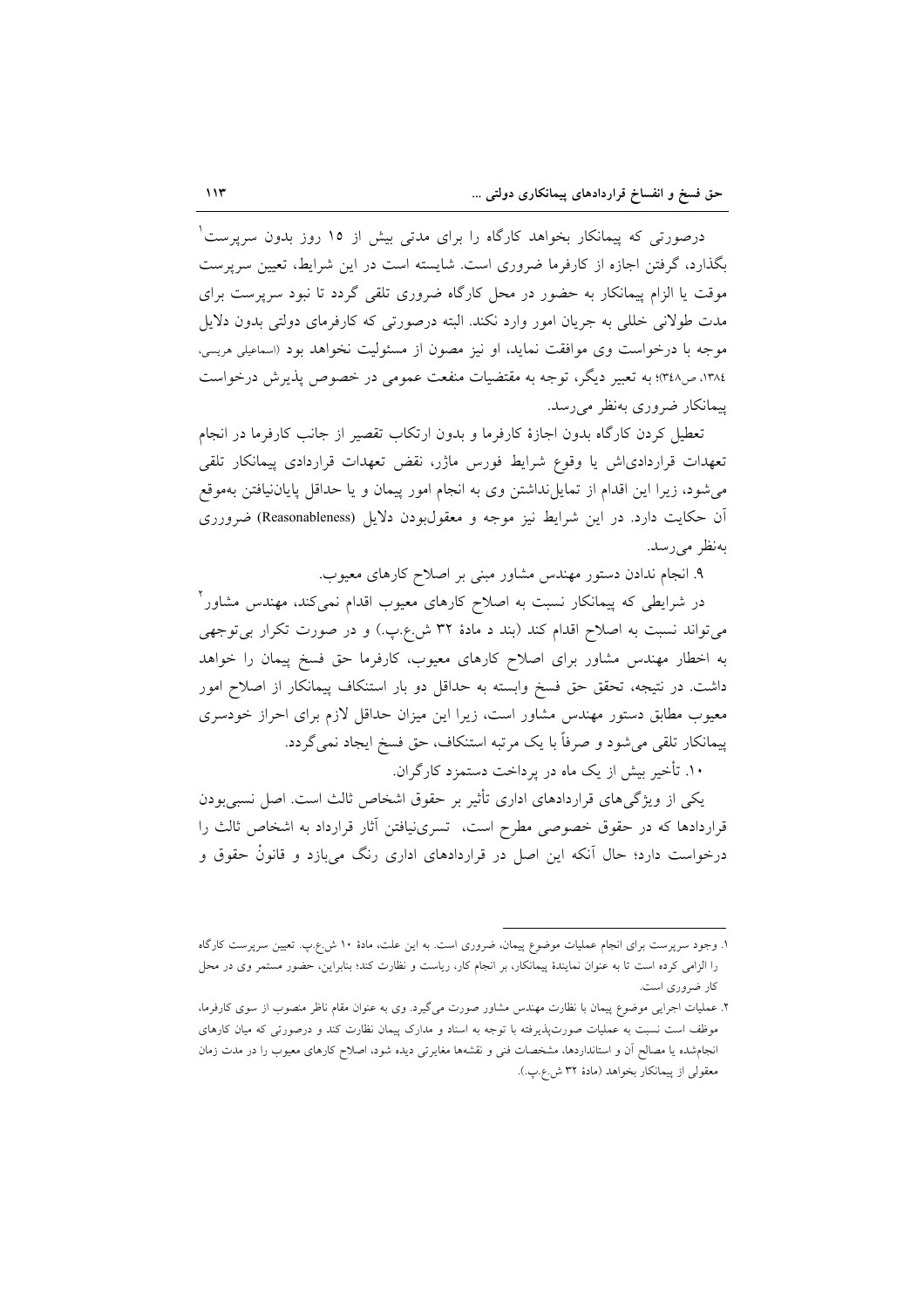درصورتی که پیمانکار بخواهد کارگاه را برای مدتی بیش از ۱۵ روز بدون سرپرست[1] بگذارد، گرفتن اجازه از کارفرما ضروری است. شایسته است در این شرایط، تعیین سرپرست موقت یا الزام پیمانکار به حضور در محل کارگاه ضروری تلقی گردد تا نبود سرپرست برای مدت طولانی خللی به جریان امور وارد نکند. البته درصورتی که کارفرمای دولتی بدون دلایل موجه با درخواست وی موافقت نماید، او نیز مصون از مسئولیت نخواهد بود (اسماعیلی هریسی، ۱۳۸٤، ص۳٤۸)؛ به تعبیر دیگر، توجه به مقتضیات منفعت عمومی در خصوص پذیرش درخواست پیمانکار ضروری به‌نظر می‌رسد.

تعطیل کردن کارگاه بدون اجازهٔ کارفرما و بدون ارتکاب تقصیر از جانب کارفرما در انجام تعهدات قراردادی‌اش یا وقوع شرایط فورس ماژر، نقض تعهدات قراردادی پیمانکار تلقی می‌شود، زیرا این اقدام از تمایل‌نداشتن وی به انجام امور پیمان و یا حداقل پایان‌نیافتن به‌موقع آن حکایت دارد. در این شرایط نیز موجه و معقول‌بودن دلایل (Reasonableness) ضروری به‌نظر می‌رسد.

۹. انجام ندادن دستور مهندس مشاور مبنی بر اصلاح کارهای معیوب.

در شرایطی که پیمانکار نسبت به اصلاح کارهای معیوب اقدام نمی‌کند، مهندس مشاور[2] می‌تواند نسبت به اصلاح اقدام کند (بند د مادهٔ ۳۲ ش.ع.پ.) و در صورت تکرار بی‌توجهی به اخطار مهندس مشاور برای اصلاح کارهای معیوب، کارفرما حق فسخ پیمان را خواهد داشت. در نتیجه، تحقق حق فسخ وابسته به حداقل دو بار استنکاف پیمانکار از اصلاح امور معیوب مطابق دستور مهندس مشاور است، زیرا این میزان حداقل لازم برای احراز خودسری پیمانکار تلقی می‌شود و صرفاً با یک مرتبه استنکاف، حق فسخ ایجاد نمی‌گردد.

۱۰. تأخیر بیش از یک ماه در پرداخت دستمزد کارگران.

یکی از ویژگی‌های قراردادهای اداری تأثیر بر حقوق اشخاص ثالث است. اصل نسبی‌بودن قراردادها که در حقوق خصوصی مطرح است، تسری‌نیافتن آثار قرارداد به اشخاص ثالث را درخواست دارد؛ حال آنکه این اصل در قراردادهای اداری رنگ می‌بازد و قانونْ حقوق و

---

۱. وجود سرپرست برای انجام عملیات موضوع پیمان، ضروری است. به این علت، مادهٔ ۱۰ ش.ع.پ. تعیین سرپرست کارگاه را الزامی کرده است تا به عنوان نمایندهٔ پیمانکار، بر انجام کار، ریاست و نظارت کند؛ بنابراین، حضور مستمر وی در محل کار ضروری است.

۲. عملیات اجرایی موضوع پیمان با نظارت مهندس مشاور صورت می‌گیرد. وی به عنوان مقام ناظر منصوب از سوی کارفرما، موظف است نسبت به عملیات صورت‌پذیرفته با توجه به اسناد و مدارک پیمان نظارت کند و درصورتی که میان کارهای انجام‌شده یا مصالح آن و استانداردها، مشخصات فنی و نقشه‌ها مغایرتی دیده شود، اصلاح کارهای معیوب را در مدت زمان معقولی از پیمانکار بخواهد (مادهٔ ۳۲ ش.ع.پ.).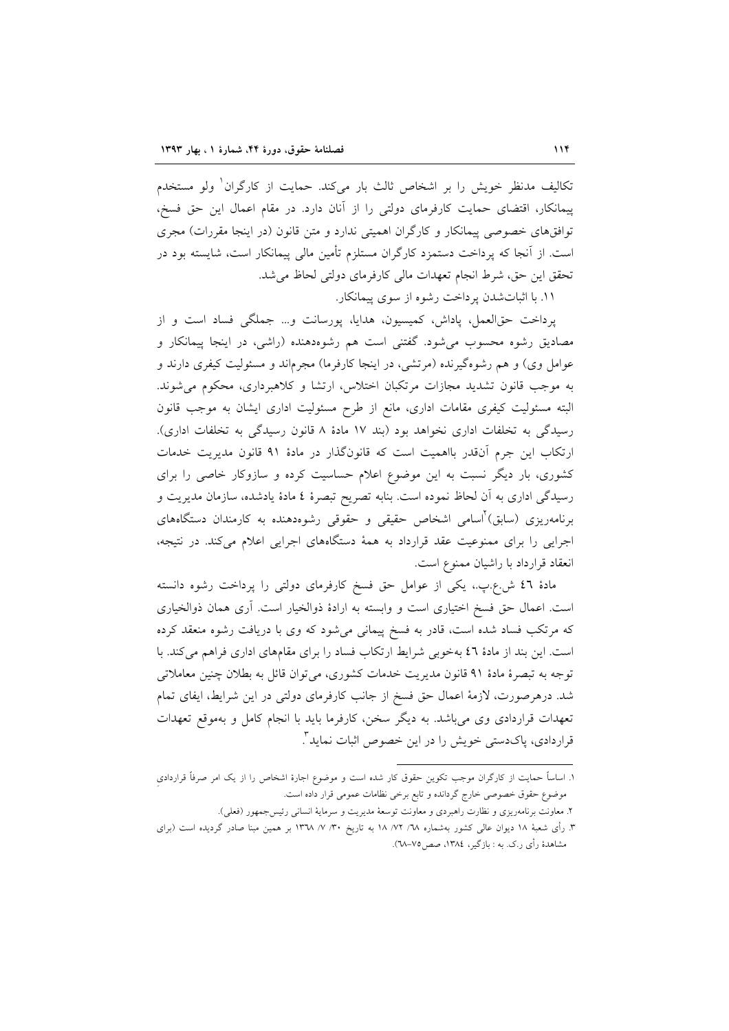تکالیف مدنظر خویش را بر اشخاص ثالث بار می‌کند. حمایت از کارگران[1] ولو مستخدم پیمانکار، اقتضای حمایت کارفرمای دولتی را از آنان دارد. در مقام اعمال این حق فسخ، توافق‌های خصوصی پیمانکار و کارگران اهمیتی ندارد و متن قانون (در اینجا مقررات) مجری است. از آنجا که پرداخت دستمزد کارگران مستلزم تأمین مالی پیمانکار است، شایسته بود در تحقق این حق، شرط انجام تعهدات مالی کارفرمای دولتی لحاظ می‌شد.

۱۱. با اثبات‌شدن پرداخت رشوه از سوی پیمانکار.

پرداخت حق‌العمل، پاداش، کمیسیون، هدایا، پورسانت و... جملگی فساد است و از مصادیق رشوه محسوب می‌شود. گفتنی است هم رشوه‌دهنده (راشی، در اینجا پیمانکار و عوامل وی) و هم رشوه‌گیرنده (مرتشی، در اینجا کارفرما) مجرم‌اند و مسئولیت کیفری دارند و به موجب قانون تشدید مجازات مرتکبان اختلاس، ارتشا و کلاهبرداری، محکوم می‌شوند. البته مسئولیت کیفری مقامات اداری، مانع از طرح مسئولیت اداری ایشان به موجب قانون رسیدگی به تخلفات اداری نخواهد بود (بند ۱۷ مادهٔ ۸ قانون رسیدگی به تخلفات اداری). ارتکاب این جرم آن‌قدر بااهمیت است که قانونگذار در مادهٔ ۹۱ قانون مدیریت خدمات کشوری، بار دیگر نسبت به این موضوع اعلام حساسیت کرده و سازوکار خاصی را برای رسیدگی اداری به آن لحاظ نموده است. بنابه تصریح تبصرهٔ ٤ مادهٔ یادشده، سازمان مدیریت و برنامه‌ریزی (سابق)[2] اسامی اشخاص حقیقی و حقوقی رشوه‌دهنده به کارمندان دستگاه‌های اجرایی را برای ممنوعیت عقد قرارداد به همهٔ دستگاه‌های اجرایی اعلام می‌کند. در نتیجه، انعقاد قرارداد با راشیان ممنوع است.

مادهٔ ٤٦ ش.ع.پ.، یکی از عوامل حق فسخ کارفرمای دولتی را پرداخت رشوه دانسته است. اعمال حق فسخ اختیاری است و وابسته به ارادهٔ ذوالخیار است. آری همان ذوالخیاری که مرتکب فساد شده است، قادر به فسخ پیمانی می‌شود که وی با دریافت رشوه منعقد کرده است. این بند از مادهٔ ٤٦ به‌خوبی شرایط ارتکاب فساد را برای مقام‌های اداری فراهم می‌کند. با توجه به تبصرهٔ مادهٔ ۹۱ قانون مدیریت خدمات کشوری، می‌توان قائل به بطلان چنین معاملاتی شد. درهرصورت، لازمهٔ اعمال حق فسخ از جانب کارفرمای دولتی در این شرایط، ایفای تمام تعهدات قراردادی وی می‌باشد. به دیگر سخن، کارفرما باید با انجام کامل و به‌موقع تعهدات قراردادی، پاک‌دستی خویش را در این خصوص اثبات نماید[3].

---

۱. اساساً حمایت از کارگران موجب تکوین حقوق کار شده است و موضوع اجارهٔ اشخاص را از یک امر صرفاً قراردادیِ موضوع حقوق خصوصی خارج گردانده و تابع برخی نظامات عمومی قرار داده است.

۲. معاونت برنامه‌ریزی و نظارت راهبردی و معاونت توسعهٔ مدیریت و سرمایهٔ انسانی رئیس‌جمهور (فعلی).

۳. رأی شعبهٔ ۱۸ دیوان عالی کشور به‌شماره ٦٨/ ٧٢/ ١٨ به تاریخ ٣٠/ ٧/ ١٣٦٨ بر همین مبنا صادر گردیده است (برای مشاهدهٔ رأی ر.ک. به : بازگیر، ١٣٨٤، صص٧٥-٦٨).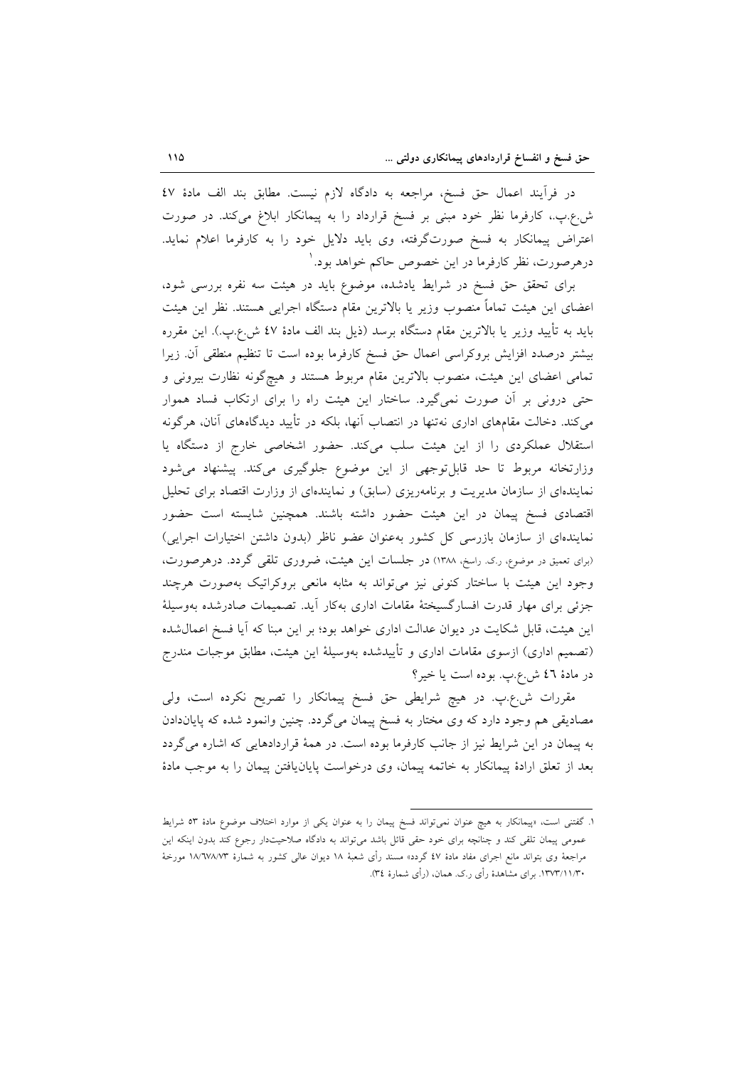در فرآیند اعمال حق فسخ، مراجعه به دادگاه لازم نیست. مطابق بند الف مادهٔ ٤٧ ش.ع.پ.، کارفرما نظر خود مبنی بر فسخ قرارداد را به پیمانکار ابلاغ می‌کند. در صورت اعتراض پیمانکار به فسخ صورت‌گرفته، وی باید دلایل خود را به کارفرما اعلام نماید. درهرصورت، نظر کارفرما در این خصوص حاکم خواهد بود.[1]

برای تحقق حق فسخ در شرایط یادشده، موضوع باید در هیئت سه نفره بررسی شود، اعضای این هیئت تماماً منصوب وزیر یا بالاترین مقام دستگاه اجرایی هستند. نظر این هیئت باید به تأیید وزیر یا بالاترین مقام دستگاه برسد (ذیل بند الف مادهٔ ٤٧ ش.ع.پ.). این مقرره بیشتر درصدد افزایش بروکراسی اعمال حق فسخ کارفرما بوده است تا تنظیم منطقی آن. زیرا تمامی اعضای این هیئت، منصوب بالاترین مقام مربوط هستند و هیچ‌گونه نظارت بیرونی و حتی درونی بر آن صورت نمی‌گیرد. ساختار این هیئت راه را برای ارتکاب فساد هموار می‌کند. دخالت مقام‌های اداری نه‌تنها در انتصاب آنها، بلکه در تأیید دیدگاه‌های آنان، هرگونه استقلال عملکردی را از این هیئت سلب می‌کند. حضور اشخاصی خارج از دستگاه یا وزارتخانه مربوط تا حد قابل‌توجهی از این موضوع جلوگیری می‌کند. پیشنهاد می‌شود نماینده‌ای از سازمان مدیریت و برنامه‌ریزی (سابق) و نماینده‌ای از وزارت اقتصاد برای تحلیل اقتصادی فسخ پیمان در این هیئت حضور داشته باشند. همچنین شایسته است حضور نماینده‌ای از سازمان بازرسی کل کشور به‌عنوان عضو ناظر (بدون داشتن اختیارات اجرایی) (برای تعمیق در موضوع، ر.ک. راسخ، ١٣٨٨) در جلسات این هیئت، ضروری تلقی گردد. درهرصورت، وجود این هیئت با ساختار کنونی نیز می‌تواند به مثابه مانعی بروکراتیک به‌صورت هرچند جزئی برای مهار قدرت افسارگسیختهٔ مقامات اداری به‌کار آید. تصمیمات صادرشده به‌وسیلهٔ این هیئت، قابل شکایت در دیوان عدالت اداری خواهد بود؛ بر این مبنا که آیا فسخ اعمال‌شده (تصمیم اداری) ازسوی مقامات اداری و تأییدشده به‌وسیلهٔ این هیئت، مطابق موجبات مندرج در مادهٔ ٤٦ ش.ع.پ. بوده است یا خیر؟

مقررات ش.ع.پ. در هیچ شرایطی حق فسخ پیمانکار را تصریح نکرده است، ولی مصادیقی هم وجود دارد که وی مختار به فسخ پیمان می‌گردد. چنین وانمود شده که پایان‌دادن به پیمان در این شرایط نیز از جانب کارفرما بوده است. در همهٔ قراردادهایی که اشاره می‌گردد بعد از تعلق ارادهٔ پیمانکار به خاتمه پیمان، وی درخواست پایان‌یافتن پیمان را به موجب مادهٔ

---

[1] ١. گفتنی است، «پیمانکار به هیچ عنوان نمی‌تواند فسخ پیمان را به عنوان یکی از موارد اختلاف موضوع مادهٔ ٥٣ شرایط عمومی پیمان تلقی کند و چنانچه برای خود حقی قائل باشد می‌تواند به دادگاه صلاحیت‌دار رجوع کند بدون اینکه این مراجعهٔ وی بتواند مانع اجرای مفاد مادهٔ ٤٧ گردد» مسند رأی شعبهٔ ١٨ دیوان عالی کشور به شمارهٔ ١٨/٦٧٨/٧٣ مورخهٔ ١٣٧٣/١١/٣٠. برای مشاهدهٔ رأی ر.ک. همان، (رأی شمارهٔ ٣٤).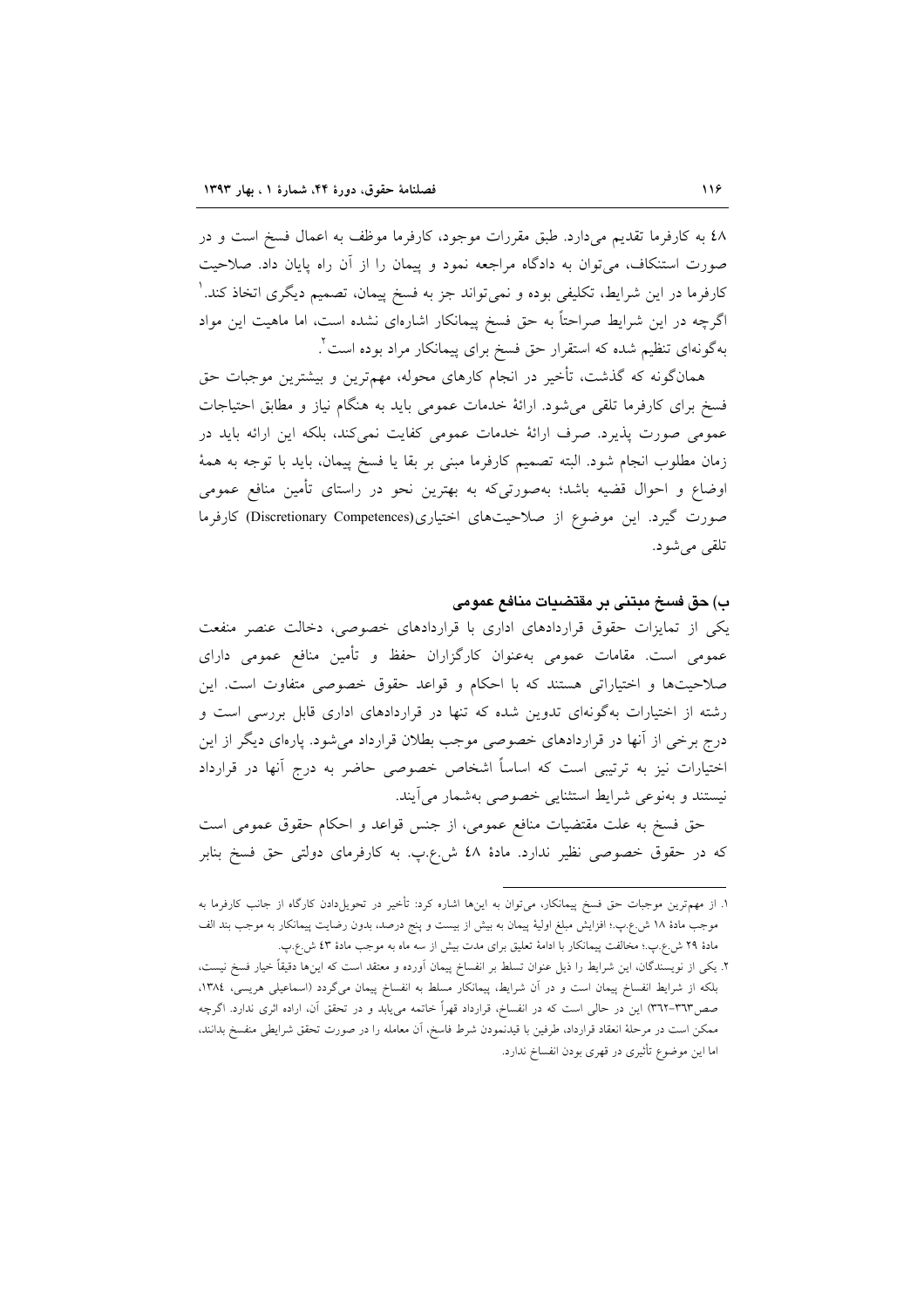٤٨ به کارفرما تقدیم می‌دارد. طبق مقررات موجود، کارفرما موظف به اعمال فسخ است و در صورت استنکاف، می‌توان به دادگاه مراجعه نمود و پیمان را از آن راه پایان داد. صلاحیت کارفرما در این شرایط، تکلیفی بوده و نمی‌تواند جز به فسخ پیمان، تصمیم دیگری اتخاذ کند.[1] اگرچه در این شرایط صراحتاً به حق فسخ پیمانکار اشاره‌ای نشده است، اما ماهیت این مواد به‌گونه‌ای تنظیم شده که استقرار حق فسخ برای پیمانکار مراد بوده است[2].

همان‌گونه که گذشت، تأخیر در انجام کارهای محوله، مهم‌ترین و بیشترین موجبات حق فسخ برای کارفرما تلقی می‌شود. ارائهٔ خدمات عمومی باید به هنگام نیاز و مطابق احتیاجات عمومی صورت پذیرد. صرف ارائهٔ خدمات عمومی کفایت نمی‌کند، بلکه این ارائه باید در زمان مطلوب انجام شود. البته تصمیم کارفرما مبنی بر بقا یا فسخ پیمان، باید با توجه به همهٔ اوضاع و احوال قضیه باشد؛ به‌صورتی‌که به بهترین نحو در راستای تأمین منافع عمومی صورت گیرد. این موضوع از صلاحیت‌های اختیاری(Discretionary Competences) کارفرما تلقی می‌شود.

### ب) حق فسخ مبتنی بر مقتضیات منافع عمومی

یکی از تمایزات حقوق قراردادهای اداری با قراردادهای خصوصی، دخالت عنصر منفعت عمومی است. مقامات عمومی به‌عنوان کارگزاران حفظ و تأمین منافع عمومی دارای صلاحیت‌ها و اختیاراتی هستند که با احکام و قواعد حقوق خصوصی متفاوت است. این رشته از اختیارات به‌گونه‌ای تدوین شده که تنها در قراردادهای اداری قابل بررسی است و درج برخی از آنها در قراردادهای خصوصی موجب بطلان قرارداد می‌شود. پاره‌ای دیگر از این اختیارات نیز به ترتیبی است که اساساً اشخاص خصوصی حاضر به درج آنها در قرارداد نیستند و به‌نوعی شرایط استثنایی خصوصی به‌شمار می‌آیند.

حق فسخ به علت مقتضیات منافع عمومی، از جنس قواعد و احکام حقوق عمومی است که در حقوق خصوصی نظیر ندارد. مادهٔ ٤٨ ش.ع.پ. به کارفرمای دولتی حق فسخ بنابر

---

۱. از مهم‌ترین موجبات حق فسخ پیمانکار، می‌توان به این‌ها اشاره کرد: تأخیر در تحویل‌دادن کارگاه از جانب کارفرما به موجب مادهٔ ١٨ ش.ع.پ.؛ افزایش مبلغ اولیهٔ پیمان به بیش از بیست و پنج درصد، بدون رضایت پیمانکار به موجب بند الف مادهٔ ٢٩ ش.ع.پ.؛ مخالفت پیمانکار با ادامهٔ تعلیق برای مدت بیش از سه ماه به موجب مادهٔ ٤٣ ش.ع.پ.

۲. یکی از نویسندگان، این شرایط را ذیل عنوان تسلط بر انفساخ پیمان آورده و معتقد است که این‌ها دقیقاً خیار فسخ نیست، بلکه از شرایط انفساخ پیمان است و در آن شرایط، پیمانکار مسلط به انفساخ پیمان می‌گردد (اسماعیلی هریسی، ١٣٨٤، صص٣٦٣-٣٦٢) این در حالی است که در انفساخ، قرارداد قهراً خاتمه می‌یابد و در تحقق آن، اراده اثری ندارد. اگرچه ممکن است در مرحلهٔ انعقاد قرارداد، طرفین با قیدنمودن شرط فاسخ، آن معامله را در صورت تحقق شرایطی منفسخ بدانند، اما این موضوع تأثیری در قهری بودن انفساخ ندارد.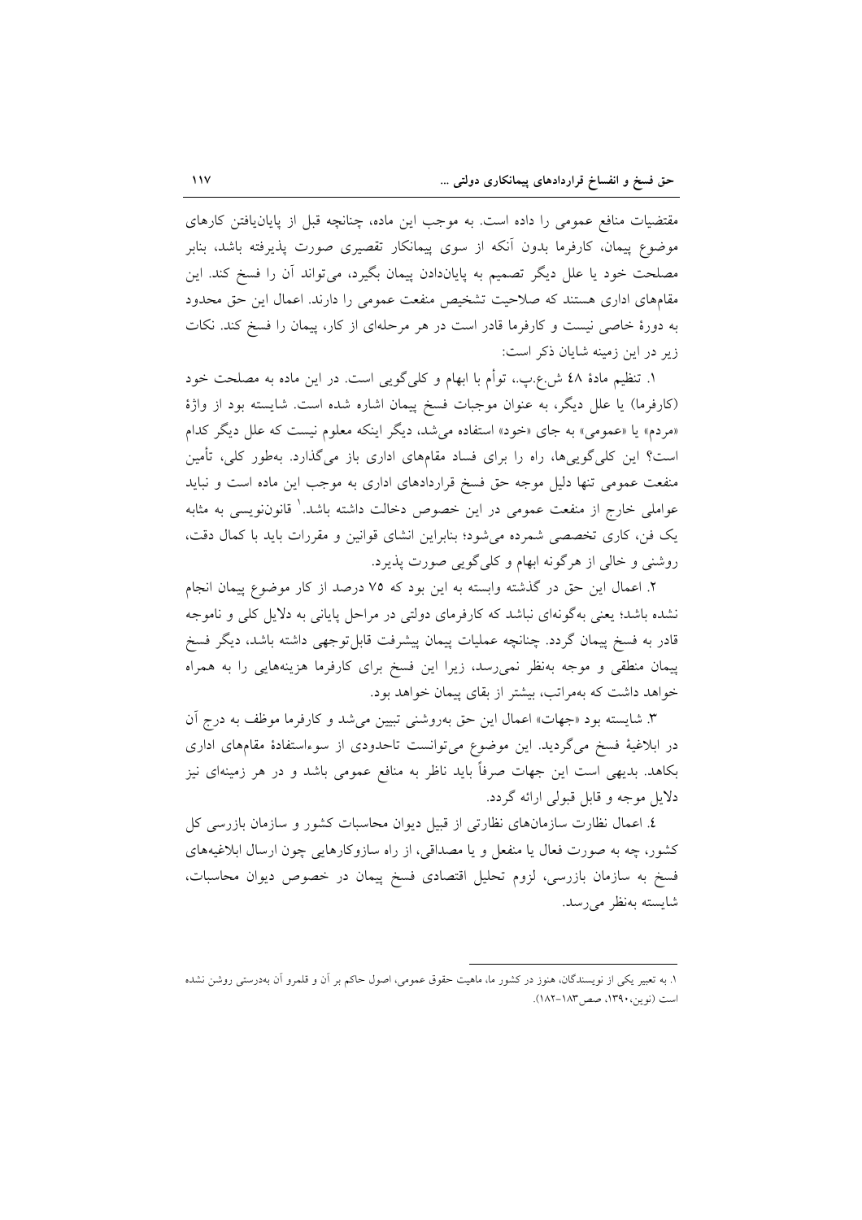مقتضیات منافع عمومی را داده است. به موجب این ماده، چنانچه قبل از پایان‌یافتن کارهای موضوع پیمان، کارفرما بدون آنکه از سوی پیمانکار تقصیری صورت پذیرفته باشد، بنابر مصلحت خود یا علل دیگر تصمیم به پایان‌دادن پیمان بگیرد، می‌تواند آن را فسخ کند. این مقام‌های اداری هستند که صلاحیت تشخیص منفعت عمومی را دارند. اعمال این حق محدود به دورهٔ خاصی نیست و کارفرما قادر است در هر مرحله‌ای از کار، پیمان را فسخ کند. نکات زیر در این زمینه شایان ذکر است:

۱. تنظیم مادهٔ ٤٨ ش.ع.پ.، توأم با ابهام و کلی‌گویی است. در این ماده به مصلحت خود (کارفرما) یا علل دیگر، به عنوان موجبات فسخ پیمان اشاره شده است. شایسته بود از واژهٔ «مردم» یا «عمومی» به جای «خود» استفاده می‌شد، دیگر اینکه معلوم نیست که علل دیگر کدام است؟ این کلی‌گویی‌ها، راه را برای فساد مقام‌های اداری باز می‌گذارد. به‌طور کلی، تأمین منفعت عمومی تنها دلیل موجه حق فسخ قراردادهای اداری به موجب این ماده است و نباید عواملی خارج از منفعت عمومی در این خصوص دخالت داشته باشد.[1] قانون‌نویسی به مثابه یک فن، کاری تخصصی شمرده می‌شود؛ بنابراین انشای قوانین و مقررات باید با کمال دقت، روشنی و خالی از هرگونه ابهام و کلی‌گویی صورت پذیرد.

۲. اعمال این حق در گذشته وابسته به این بود که ۷۵ درصد از کار موضوع پیمان انجام نشده باشد؛ یعنی به‌گونه‌ای نباشد که کارفرمای دولتی در مراحل پایانی به دلایل کلی و ناموجه قادر به فسخ پیمان گردد. چنانچه عملیات پیمان پیشرفت قابل‌توجهی داشته باشد، دیگر فسخ پیمان منطقی و موجه به‌نظر نمی‌رسد، زیرا این فسخ برای کارفرما هزینه‌هایی را به همراه خواهد داشت که به‌مراتب، بیشتر از بقای پیمان خواهد بود.

۳. شایسته بود «جهات» اعمال این حق به‌روشنی تبیین می‌شد و کارفرما موظف به درج آن در ابلاغیهٔ فسخ می‌گردید. این موضوع می‌توانست تاحدودی از سوءاستفادهٔ مقام‌های اداری بکاهد. بدیهی است این جهات صرفاً باید ناظر به منافع عمومی باشد و در هر زمینه‌ای نیز دلایل موجه و قابل قبولی ارائه گردد.

٤. اعمال نظارت سازمان‌های نظارتی از قبیل دیوان محاسبات کشور و سازمان بازرسی کل کشور، چه به صورت فعال یا منفعل و یا مصداقی، از راه سازوکارهایی چون ارسال ابلاغیه‌های فسخ به سازمان بازرسی، لزوم تحلیل اقتصادی فسخ پیمان در خصوص دیوان محاسبات، شایسته به‌نظر می‌رسد.

---

۱. به تعبیر یکی از نویسندگان، هنوز در کشور ما، ماهیت حقوق عمومی، اصول حاکم بر آن و قلمرو آن به‌درستی روشن نشده است (نوین،١٣٩٠، صص١٨٣-١٨٢).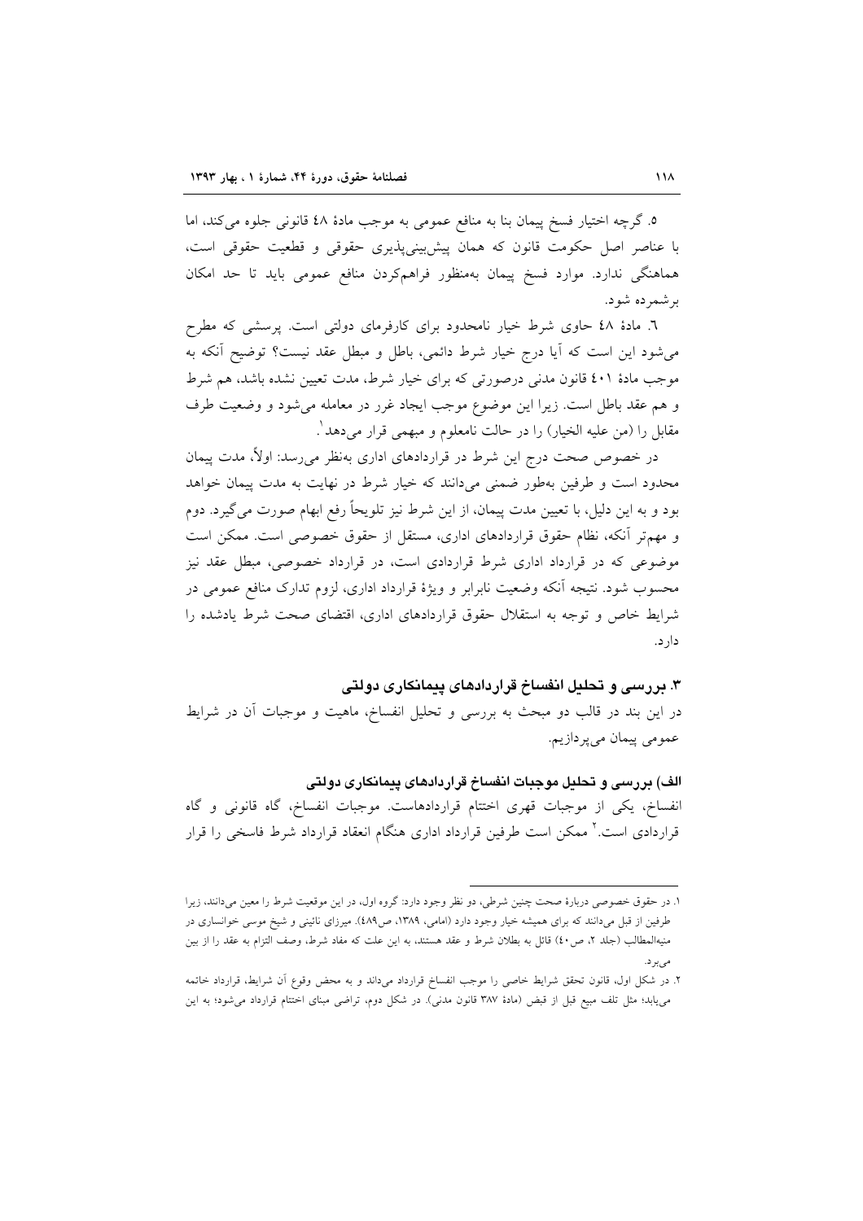۵. گرچه اختیار فسخ پیمان بنا به منافع عمومی به موجب مادهٔ ۴۸ قانونی جلوه می‌کند، اما با عناصر اصل حکومت قانون که همان پیش‌بینی‌پذیری حقوقی و قطعیت حقوقی است، هماهنگی ندارد. موارد فسخ پیمان به‌منظور فراهم‌کردن منافع عمومی باید تا حد امکان برشمرده شود.

۶. مادهٔ ۴۸ حاوی شرط خیار نامحدود برای کارفرمای دولتی است. پرسشی که مطرح می‌شود این است که آیا درج خیار شرط دائمی، باطل و مبطل عقد نیست؟ توضیح آنکه به موجب مادهٔ ۴۰۱ قانون مدنی درصورتی که برای خیار شرط، مدت تعیین نشده باشد، هم شرط و هم عقد باطل است. زیرا این موضوع موجب ایجاد غرر در معامله می‌شود و وضعیت طرف مقابل را (من علیه الخیار) را در حالت نامعلوم و مبهمی قرار می‌دهد[1].

در خصوص صحت درج این شرط در قراردادهای اداری به‌نظر می‌رسد: اولاً، مدت پیمان محدود است و طرفین به‌طور ضمنی می‌دانند که خیار شرط در نهایت به مدت پیمان خواهد بود و به این دلیل، با تعیین مدت پیمان، از این شرط نیز تلویحاً رفع ابهام صورت می‌گیرد. دوم و مهم‌تر آنکه، نظام حقوق قراردادهای اداری، مستقل از حقوق خصوصی است. ممکن است موضوعی که در قرارداد اداری شرط قراردادی است، در قرارداد خصوصی، مبطل عقد نیز محسوب شود. نتیجه آنکه وضعیت نابرابر و ویژهٔ قرارداد اداری، لزوم تدارک منافع عمومی در شرایط خاص و توجه به استقلال حقوق قراردادهای اداری، اقتضای صحت شرط یادشده را دارد.

## ۳. بررسی و تحلیل انفساخ قراردادهای پیمانکاری دولتی

در این بند در قالب دو مبحث به بررسی و تحلیل انفساخ، ماهیت و موجبات آن در شرایط عمومی پیمان می‌پردازیم.

### الف) بررسی و تحلیل موجبات انفساخ قراردادهای پیمانکاری دولتی

انفساخ، یکی از موجبات قهری اختتام قراردادهاست. موجبات انفساخ، گاه قانونی و گاه قراردادی است.[2] ممکن است طرفین قرارداد اداری هنگام انعقاد قرارداد شرط فاسخی را قرار

---

۱. در حقوق خصوصی دربارهٔ صحت چنین شرطی، دو نظر وجود دارد: گروه اول، در این موقعیت شرط را معین می‌دانند، زیرا طرفین از قبل می‌دانند که برای همیشه خیار وجود دارد (امامی، ۱۳۸۹، ص۴۸۹). میرزای نائینی و شیخ موسی خوانساری در منیه‌المطالب (جلد ۲، ص۴۰) قائل به بطلان شرط و عقد هستند، به این علت که مفاد شرط، وصف التزام به عقد را از بین می‌برد.

۲. در شکل اول، قانون تحقق شرایط خاصی را موجب انفساخ قرارداد می‌داند و به محض وقوع آن شرایط، قرارداد خاتمه می‌یابد؛ مثل تلف مبیع قبل از قبض (مادهٔ ۳۸۷ قانون مدنی). در شکل دوم، تراضی مبنای اختتام قرارداد می‌شود؛ به این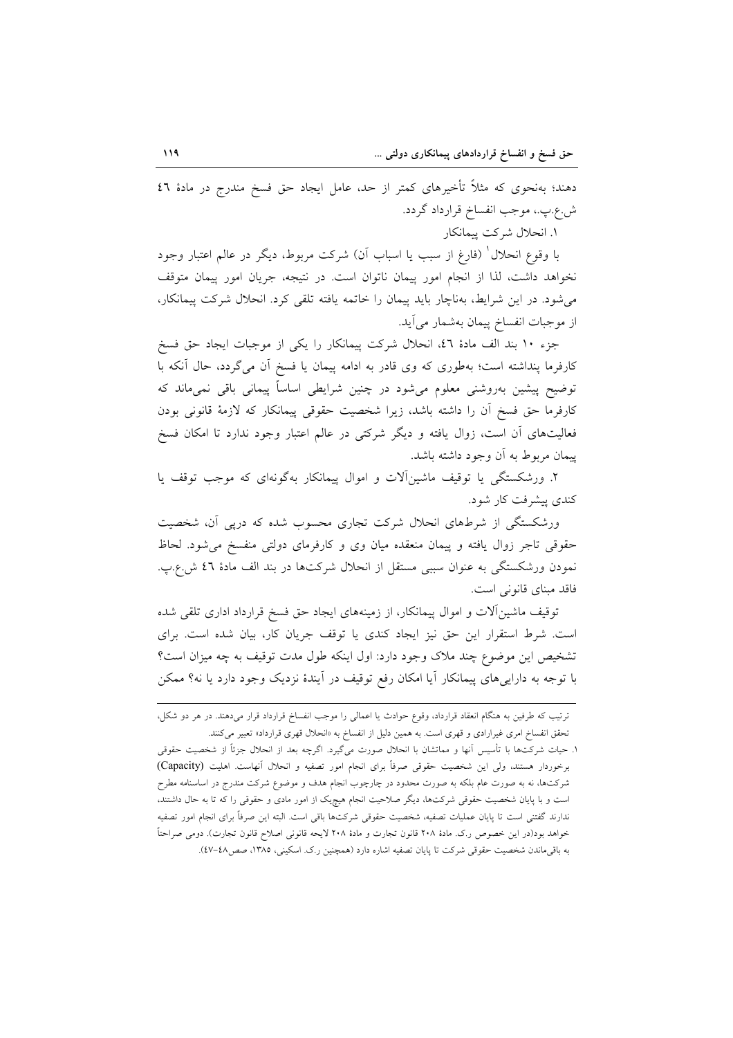دهند؛ به‌نحوی که مثلاً تأخیرهای کمتر از حد، عامل ایجاد حق فسخ مندرج در مادهٔ ٤٦ ش.ع.پ.، موجب انفساخ قرارداد گردد.

۱. انحلال شرکت پیمانکار

با وقوع انحلال[1] (فارغ از سبب یا اسباب آن) شرکت مربوط، دیگر در عالم اعتبار وجود نخواهد داشت، لذا از انجام امور پیمان ناتوان است. در نتیجه، جریان امور پیمان متوقف می‌شود. در این شرایط، به‌ناچار باید پیمان را خاتمه یافته تلقی کرد. انحلال شرکت پیمانکار، از موجبات انفساخ پیمان به‌شمار می‌آید.

جزء ۱۰ بند الف مادهٔ ٤٦، انحلال شرکت پیمانکار را یکی از موجبات ایجاد حق فسخ کارفرما پنداشته است؛ به‌طوری که وی قادر به ادامه پیمان یا فسخ آن می‌گردد، حال آنکه با توضیح پیشین به‌روشنی معلوم می‌شود در چنین شرایطی اساساً پیمانی باقی نمی‌ماند که کارفرما حق فسخ آن را داشته باشد، زیرا شخصیت حقوقی پیمانکار که لازمهٔ قانونی بودن فعالیت‌های آن است، زوال یافته و دیگر شرکتی در عالم اعتبار وجود ندارد تا امکان فسخ پیمان مربوط به آن وجود داشته باشد.

۲. ورشکستگی یا توقیف ماشین‌آلات و اموال پیمانکار به‌گونه‌ای که موجب توقف یا کندی پیشرفت کار شود.

ورشکستگی از شرطهای انحلال شرکت تجاری محسوب شده که درپی آن، شخصیت حقوقی تاجر زوال یافته و پیمان منعقده میان وی و کارفرمای دولتی منفسخ می‌شود. لحاظ نمودن ورشکستگی به عنوان سببی مستقل از انحلال شرکت‌ها در بند الف مادهٔ ٤٦ ش.ع.پ. فاقد مبنای قانونی است.

توقیف ماشین‌آلات و اموال پیمانکار، از زمینه‌های ایجاد حق فسخ قرارداد اداری تلقی شده است. شرط استقرار این حق نیز ایجاد کندی یا توقف جریان کار، بیان شده است. برای تشخیص این موضوع چند ملاک وجود دارد: اول اینکه طول مدت توقیف به چه میزان است؟ با توجه به دارایی‌های پیمانکار آیا امکان رفع توقیف در آیندهٔ نزدیک وجود دارد یا نه؟ ممکن

---

ترتیب که طرفین به هنگام انعقاد قرارداد، وقوع حوادث یا اعمالی را موجب انفساخ قرارداد قرار می‌دهند. در هر دو شکل، تحقق انفساخ امری غیرارادی و قهری است. به همین دلیل از انفساخ به «انحلال قهری قرارداد» تعبیر می‌کنند.

۱. حیات شرکت‌ها با تأسیس آنها و مماتشان با انحلال صورت می‌گیرد. اگرچه بعد از انحلال جزئاً از شخصیت حقوقی برخوردار هستند، ولی این شخصیت حقوقی صرفاً برای انجام امور تصفیه و انحلال آنهاست. اهلیت (Capacity) شرکت‌ها، نه به صورت عام بلکه به صورت محدود در چارچوب انجام هدف و موضوع شرکت مندرج در اساسنامه مطرح است و با پایان شخصیت حقوقی شرکت‌ها، دیگر صلاحیت انجام هیچیک از امور مادی و حقوقی را که تا به حال داشتند، ندارند گفتنی است تا پایان عملیات تصفیه، شخصیت حقوقی شرکت‌ها باقی است. البته این صرفاً برای انجام امور تصفیه خواهد بود(در این خصوص ر.ک. مادهٔ ۲۰۸ قانون تجارت و مادهٔ ۲۰۸ لایحه قانونی اصلاح قانون تجارت). دومی صراحتاً به باقی‌ماندن شخصیت حقوقی شرکت تا پایان تصفیه اشاره دارد (همچنین ر.ک. اسکینی، ۱۳۸۵، صص٤٨-٤٧).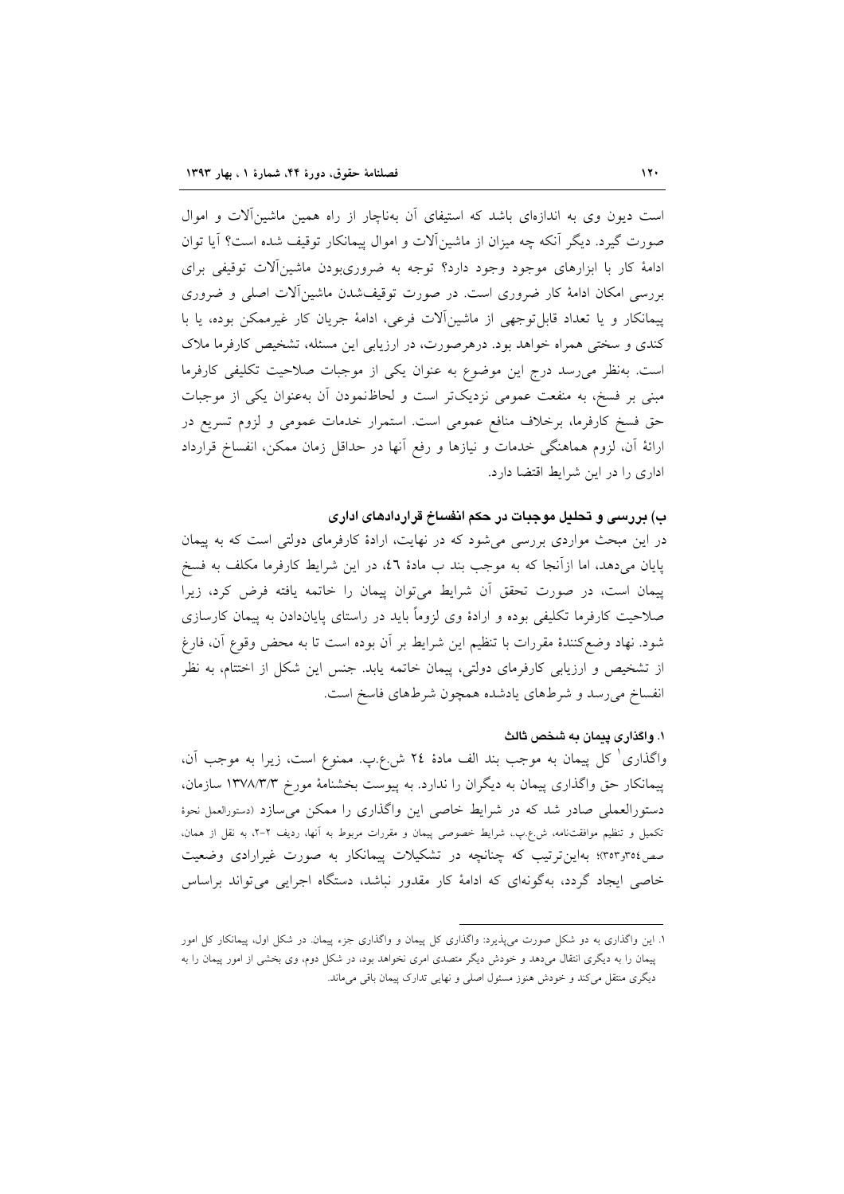است دیون وی به اندازه‌ای باشد که استیفای آن به‌ناچار از راه همین ماشین‌آلات و اموال صورت گیرد. دیگر آنکه چه میزان از ماشین‌آلات و اموال پیمانکار توقیف شده است؟ آیا توان ادامهٔ کار با ابزارهای موجود وجود دارد؟ توجه به ضروری‌بودن ماشین‌آلات توقیفی برای بررسی امکان ادامهٔ کار ضروری است. در صورت توقیف‌شدن ماشین‌آلات اصلی و ضروری پیمانکار و یا تعداد قابل‌توجهی از ماشین‌آلات فرعی، ادامهٔ جریان کار غیرممکن بوده، یا با کندی و سختی همراه خواهد بود. درهرصورت، در ارزیابی این مسئله، تشخیص کارفرما ملاک است. به‌نظر می‌رسد درج این موضوع به عنوان یکی از موجبات صلاحیت تکلیفی کارفرما مبنی بر فسخ، به منفعت عمومی نزدیک‌تر است و لحاظ‌نمودن آن به‌عنوان یکی از موجبات حق فسخ کارفرما، برخلاف منافع عمومی است. استمرار خدمات عمومی و لزوم تسریع در ارائهٔ آن، لزوم هماهنگی خدمات و نیازها و رفع آنها در حداقل زمان ممکن، انفساخ قرارداد اداری را در این شرایط اقتضا دارد.

### ب) بررسی و تحلیل موجبات در حکم انفساخ قراردادهای اداری

در این مبحث مواردی بررسی می‌شود که در نهایت، ارادهٔ کارفرمای دولتی است که به پیمان پایان می‌دهد، اما ازآنجا که به موجب بند ب مادهٔ ٤٦، در این شرایط کارفرما مکلف به فسخ پیمان است، در صورت تحقق آن شرایط می‌توان پیمان را خاتمه یافته فرض کرد، زیرا صلاحیت کارفرما تکلیفی بوده و ارادهٔ وی لزوماً باید در راستای پایان‌دادن به پیمان کارسازی شود. نهاد وضع‌کنندهٔ مقررات با تنظیم این شرایط بر آن بوده است تا به محض وقوع آن، فارغ از تشخیص و ارزیابی کارفرمای دولتی، پیمان خاتمه یابد. جنس این شکل از اختتام، به نظر انفساخ می‌رسد و شرط‌های یادشده همچون شرط‌های فاسخ است.

#### ۱. واگذاری پیمان به شخص ثالث

واگذاری[1] کل پیمان به موجب بند الف مادهٔ ٢٤ ش.ع.پ. ممنوع است، زیرا به موجب آن، پیمانکار حق واگذاری پیمان به دیگران را ندارد. به پیوست بخشنامهٔ مورخ ۱۳۷۸/۳/۳ سازمان، دستورالعملی صادر شد که در شرایط خاصی این واگذاری را ممکن می‌سازد (دستورالعمل نحوهٔ تکمیل و تنظیم موافقت‌نامه، ش.ع.پ.، شرایط خصوصی پیمان و مقررات مربوط به آنها، ردیف ۲-۲، به نقل از همان، صص٣٥٤و٣٥٣)؛ به‌این‌ترتیب که چنانچه در تشکیلات پیمانکار به صورت غیرارادی وضعیت خاصی ایجاد گردد، به‌گونه‌ای که ادامهٔ کار مقدور نباشد، دستگاه اجرایی می‌تواند براساس

---

۱. این واگذاری به دو شکل صورت می‌پذیرد: واگذاری کل پیمان و واگذاری جزء پیمان. در شکل اول، پیمانکار کل امور پیمان را به دیگری انتقال می‌دهد و خودش دیگر متصدی امری نخواهد بود، در شکل دوم، وی بخشی از امور پیمان را به دیگری منتقل می‌کند و خودش هنوز مسئول اصلی و نهایی تدارک پیمان باقی می‌ماند.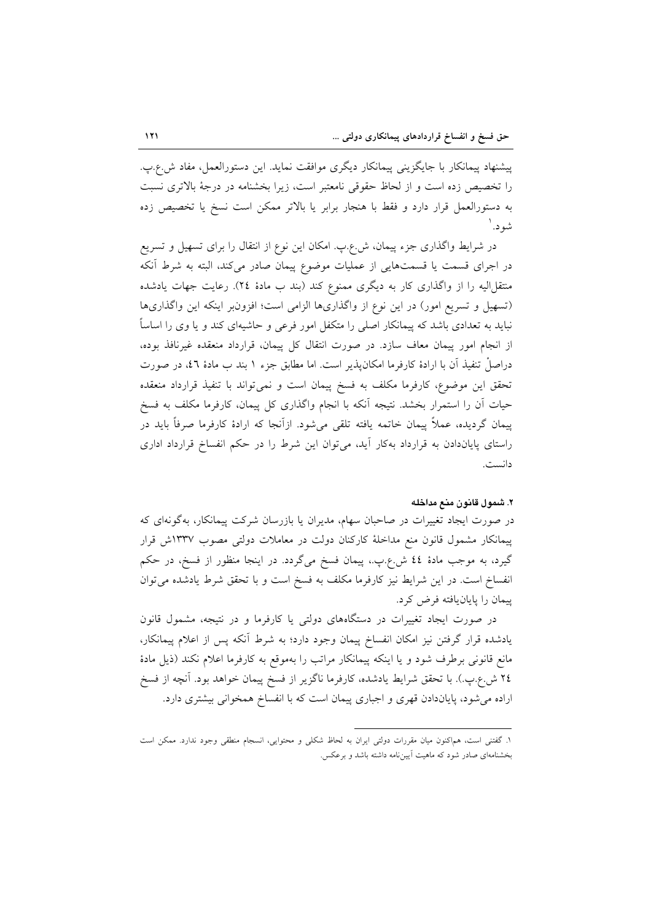پیشنهاد پیمانکار با جایگزینی پیمانکار دیگری موافقت نماید. این دستورالعمل، مفاد ش.ع.پ. را تخصیص زده است و از لحاظ حقوقی نامعتبر است، زیرا بخشنامه در درجهٔ بالاتری نسبت به دستورالعمل قرار دارد و فقط با هنجار برابر یا بالاتر ممکن است نسخ یا تخصیص زده شود.[1]

در شرایط واگذاری جزء پیمان، ش.ع.پ. امکان این نوع از انتقال را برای تسهیل و تسریع در اجرای قسمت یا قسمت‌هایی از عملیات موضوع پیمان صادر می‌کند، البته به شرط آنکه منتقل‌الیه را از واگذاری کار به دیگری ممنوع کند (بند ب مادهٔ ٢٤). رعایت جهات یادشده (تسهیل و تسریع امور) در این نوع از واگذاری‌ها الزامی است؛ افزون‌بر اینکه این واگذاری‌ها نباید به تعدادی باشد که پیمانکار اصلی را متکفل امور فرعی و حاشیه‌ای کند و یا وی را اساساً از انجام امور پیمان معاف سازد. در صورت انتقال کل پیمان، قرارداد منعقده غیرنافذ بوده، دراصلْ تنفیذ آن با ارادهٔ کارفرما امکان‌پذیر است. اما مطابق جزء ١ بند ب مادهٔ ٤٦، در صورت تحقق این موضوع، کارفرما مکلف به فسخ پیمان است و نمی‌تواند با تنفیذ قرارداد منعقده حیات آن را استمرار بخشد. نتیجه آنکه با انجام واگذاری کل پیمان، کارفرما مکلف به فسخ پیمان گردیده، عملاً پیمان خاتمه یافته تلقی می‌شود. ازآنجا که ارادهٔ کارفرما صرفاً باید در راستای پایان‌دادن به قرارداد به‌کار آید، می‌توان این شرط را در حکم انفساخ قرارداد اداری دانست.

#### ٢. شمول قانون منع مداخله

در صورت ایجاد تغییرات در صاحبان سهام، مدیران یا بازرسان شرکت پیمانکار، به‌گونه‌ای که پیمانکار مشمول قانون منع مداخلهٔ کارکنان دولت در معاملات دولتی مصوب ١٣٣٧ش قرار گیرد، به موجب مادهٔ ٤٤ ش.ع.پ.، پیمان فسخ می‌گردد. در اینجا منظور از فسخ، در حکم انفساخ است. در این شرایط نیز کارفرما مکلف به فسخ است و با تحقق شرط یادشده می‌توان پیمان را پایان‌یافته فرض کرد.

در صورت ایجاد تغییرات در دستگاه‌های دولتی یا کارفرما و در نتیجه، مشمول قانون یادشده قرار گرفتن نیز امکان انفساخ پیمان وجود دارد؛ به شرط آنکه پس از اعلام پیمانکار، مانع قانونی برطرف شود و یا اینکه پیمانکار مراتب را به‌موقع به کارفرما اعلام نکند (ذیل مادهٔ ٢٤ ش.ع.پ.). با تحقق شرایط یادشده، کارفرما ناگزیر از فسخ پیمان خواهد بود. آنچه از فسخ اراده می‌شود، پایان‌دادن قهری و اجباری پیمان است که با انفساخ همخوانی بیشتری دارد.

---

١. گفتنی است، هم‌اکنون میان مقررات دولتی ایران به لحاظ شکلی و محتوایی، انسجام منطقی وجود ندارد. ممکن است بخشنامه‌ای صادر شود که ماهیت آیین‌نامه داشته باشد و برعکس.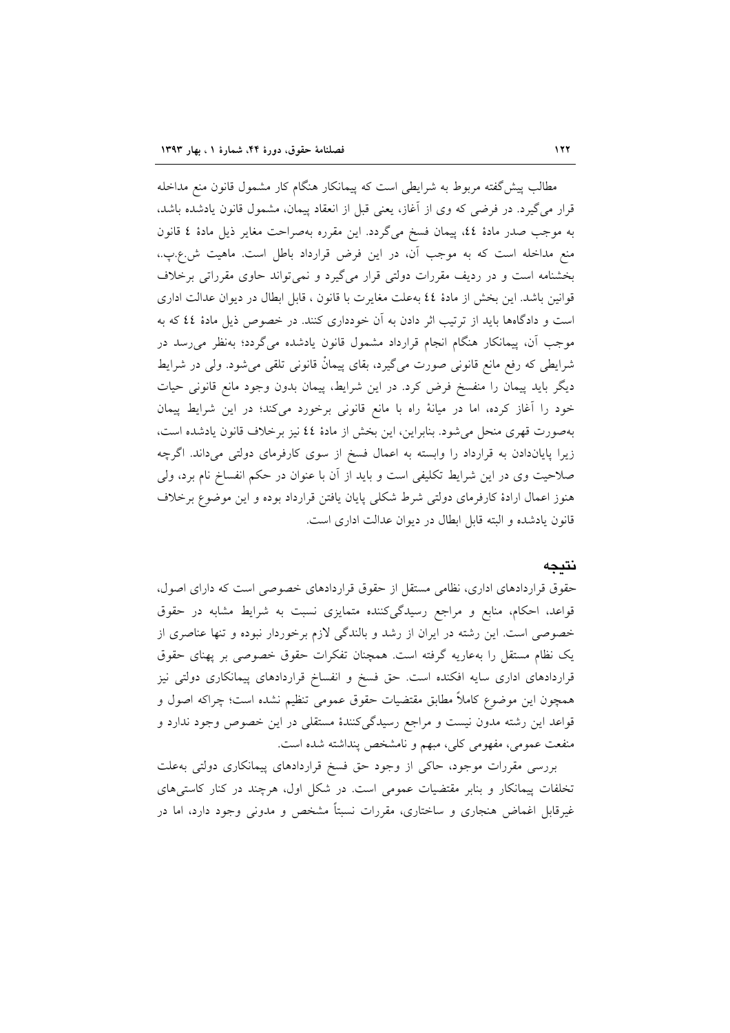مطالب پیش‌گفته مربوط به شرایطی است که پیمانکار هنگام کار مشمول قانون منع مداخله قرار می‌گیرد. در فرضی که وی از آغاز، یعنی قبل از انعقاد پیمان، مشمول قانون یادشده باشد، به موجب صدر مادهٔ ٤٤، پیمان فسخ می‌گردد. این مقرره به‌صراحت مغایر ذیل مادهٔ ٤ قانون منع مداخله است که به موجب آن، در این فرض قرارداد باطل است. ماهیت ش.ع.پ.، بخشنامه است و در ردیف مقررات دولتی قرار می‌گیرد و نمی‌تواند حاوی مقرراتی برخلاف قوانین باشد. این بخش از مادهٔ ٤٤ به‌علت مغایرت با قانون ، قابل ابطال در دیوان عدالت اداری است و دادگاه‌ها باید از ترتیب اثر دادن به آن خودداری کنند. در خصوص ذیل مادهٔ ٤٤ که به موجب آن، پیمانکار هنگام انجام قرارداد مشمول قانون یادشده می‌گردد؛ به‌نظر می‌رسد در شرایطی که رفع مانع قانونی صورت می‌گیرد، بقای پیمانْ قانونی تلقی می‌شود. ولی در شرایط دیگر باید پیمان را منفسخ فرض کرد. در این شرایط، پیمان بدون وجود مانع قانونی حیات خود را آغاز کرده، اما در میانهٔ راه با مانع قانونی برخورد می‌کند؛ در این شرایط پیمان به‌صورت قهری منحل می‌شود. بنابراین، این بخش از مادهٔ ٤٤ نیز برخلاف قانون یادشده است، زیرا پایان‌دادن به قرارداد را وابسته به اعمال فسخ از سوی کارفرمای دولتی می‌داند. اگرچه صلاحیت وی در این شرایط تکلیفی است و باید از آن با عنوان در حکم انفساخ نام برد، ولی هنوز اعمال ارادهٔ کارفرمای دولتی شرط شکلی پایان یافتن قرارداد بوده و این موضوع برخلاف قانون یادشده و البته قابل ابطال در دیوان عدالت اداری است.

## نتیجه

حقوق قراردادهای اداری، نظامی مستقل از حقوق قراردادهای خصوصی است که دارای اصول، قواعد، احکام، منابع و مراجع رسیدگی‌کننده متمایزی نسبت به شرایط مشابه در حقوق خصوصی است. این رشته در ایران از رشد و بالندگی لازم برخوردار نبوده و تنها عناصری از یک نظام مستقل را به‌عاریه گرفته است. همچنان تفکرات حقوق خصوصی بر پهنای حقوق قراردادهای اداری سایه افکنده است. حق فسخ و انفساخ قراردادهای پیمانکاری دولتی نیز همچون این موضوع کاملاً مطابق مقتضیات حقوق عمومی تنظیم نشده است؛ چراکه اصول و قواعد این رشته مدون نیست و مراجع رسیدگی‌کنندهٔ مستقلی در این خصوص وجود ندارد و منفعت عمومی، مفهومی کلی، مبهم و نامشخص پنداشته شده است.

بررسی مقررات موجود، حاکی از وجود حق فسخ قراردادهای پیمانکاری دولتی به‌علت تخلفات پیمانکار و بنابر مقتضیات عمومی است. در شکل اول، هرچند در کنار کاستی‌های غیرقابل اغماض هنجاری و ساختاری، مقررات نسبتاً مشخص و مدونی وجود دارد، اما در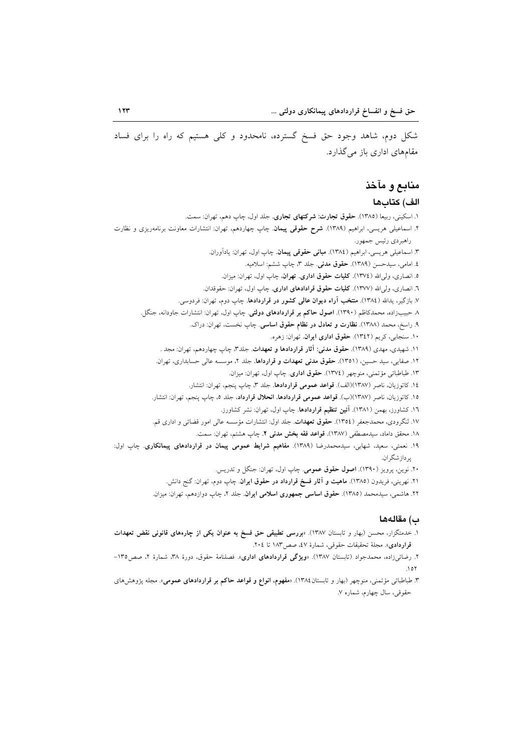شکل دوم، شاهد وجود حق فسخ گسترده، نامحدود و کلی هستیم که راه را برای فساد مقام‌های اداری باز می‌گذارد.

## منابع و مآخذ

### الف) کتاب‌ها

۱. اسکینی، ربیعا (۱۳۸۵). **حقوق تجارت: شرکتهای تجاری**. جلد اول، چاپ دهم، تهران: سمت.

۲. اسماعیلی هریسی، ابراهیم (۱۳۸۹). **شرح حقوقی پیمان**. چاپ چهاردهم، تهران: انتشارات معاونت برنامه‌ریزی و نظارت راهبردی رئیس جمهور.

۳. اسماعیلی هریسی، ابراهیم (۱۳۸٤). **مبانی حقوقی پیمان**. چاپ اول، تهران: یادآوران.

٤. امامی، سیدحسن (۱۳۸۹). **حقوق مدنی**. جلد ۳، چاپ ششم: اسلامیه.

٥. انصاری، ولی‌الله (۱۳۷٤). **کلیات حقوق اداری. تهران**، چاپ اول، تهران: میزان.

٦. انصاری، ولی‌الله (۱۳۷۷). **کلیات حقوق قرادادهای اداری**. چاپ اول، تهران: حقوقدان.

۷. بازگیر، یدالله (۱۳۸٤). **منتخب آراء دیوان عالی کشور در قراردادها**. چاپ دوم، تهران: فردوسی.

۸. حبیب‌زاده، محمدکاظم (۱۳۹۰). **اصول حاکم بر قراردادهای دولتی**. چاپ اول، تهران: انتشارات جاودانه، جنگل.

۹. راسخ، محمد (۱۳۸۸). **نظارت و تعادل در نظام حقوق اساسی**. چاپ نخست، تهران: دراک.

۱۰. سنجابی، کریم (۱۳٤۲). **حقوق اداری ایران**. تهران: زهره.

۱۱. شهیدی، مهدی (۱۳۸۹). **حقوق مدنی: آثار قراردادها و تعهدات**. جلد۳، چاپ چهاردهم، تهران: مجد .

۱۲. صفایی، سید حسین، (۱۳۵۱). **حقوق مدنی تعهدات و قراردادها**. جلد ۲، موسسه عالی حسابداری، تهران.

۱۳. طباطبائی مؤتمنی، منوچهر (۱۳۷٤). **حقوق اداری**. چاپ اول، تهران: میزان.

۱٤. کاتوزیان، ناصر (۱۳۸۷)(الف). **قواعد عمومی قراردادها**. جلد ۳، چاپ پنجم، تهران: انتشار.

۱۵. کاتوزیان، ناصر (۱۳۸۷)(ب). **قواعد عمومی قراردادها. انحلال قرارداد**، جلد ٥، چاپ پنجم، تهران: انتشار.

۱٦. کشاورز، بهمن (۱۳۸۱). **آئین تنظیم قراردادها**. چاپ اول، تهران: نشر کشاورز.

۱۷. لنگرودی، محمدجعفر (۱۳۵٤). **حقوق تعهدات**. جلد اول: انتشارات مؤسسه عالی امور قضائی و اداری قم.

۱۸. محقق داماد، سیدمصطفی (۱۳۸۷). **قواعد فقه بخش مدنی ۲**. چاپ هشتم، تهران: سمت.

۱۹. نعمتی، سعید، شهابی، سیدمحمدرضا (۱۳۸۹). **مفاهیم شرایط عمومی پیمان در قراردادهای پیمانکاری**. چاپ اول: پردازشگران.

۲۰. نوین، پرویز (۱۳۹۰). **اصول حقوق عمومی**. چاپ اول، تهران: جنگل و تدریس.

۲۱. نهرینی، فریدون (۱۳۸۵). **ماهیت و آثار فسخ قرارداد در حقوق ایران**. چاپ دوم، تهران: گنج دانش.

۲۲. هاشمی، سیدمحمد (۱۳۸۵). **حقوق اساسی جمهوری اسلامی ایران**. جلد ۲، چاپ دوازدهم، تهران: میزان.

### ب) مقاله‌ها

۱. خدمتگزار، محسن (بهار و تابستان ۱۳۸۷). «**بررسی تطبیقی حق فسخ به عنوان یکی از چاره‌های قانونی نقض تعهدات قراردادی**»، مجلهٔ تحقیقات حقوقی، شمارهٔ ٤۷، صص۱۸۳ تا ۲۰٤.

۲. رضائی‌زاده، محمدجواد (تابستان ۱۳۸۷). «**ویژگی قراردادهای اداری**»، فصلنامهٔ حقوق، دورهٔ ۳۸، شمارهٔ ۲، صص۱۳۵–۱۵۲.

۳. طباطبائی مؤتمنی، منوچهر (بهار و تابستان۱۳۸٤). «**مفهوم، انواع و قواعد حاکم بر قراردادهای عمومی**»، مجله پژوهش‌های حقوقی، سال چهارم، شماره ۷.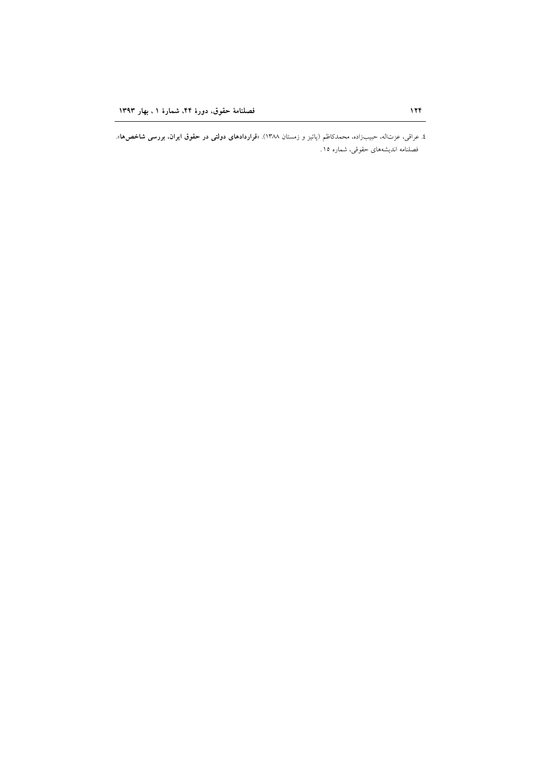٤. عراقی، عزت‌اله، حبیب‌زاده، محمدکاظم (پائیز و زمستان ۱۳۸۸). «**قراردادهای دولتی در حقوق ایران، بررسی شاخص‌ها**». فصلنامه اندیشه‌های حقوقی، شماره ۱۵.